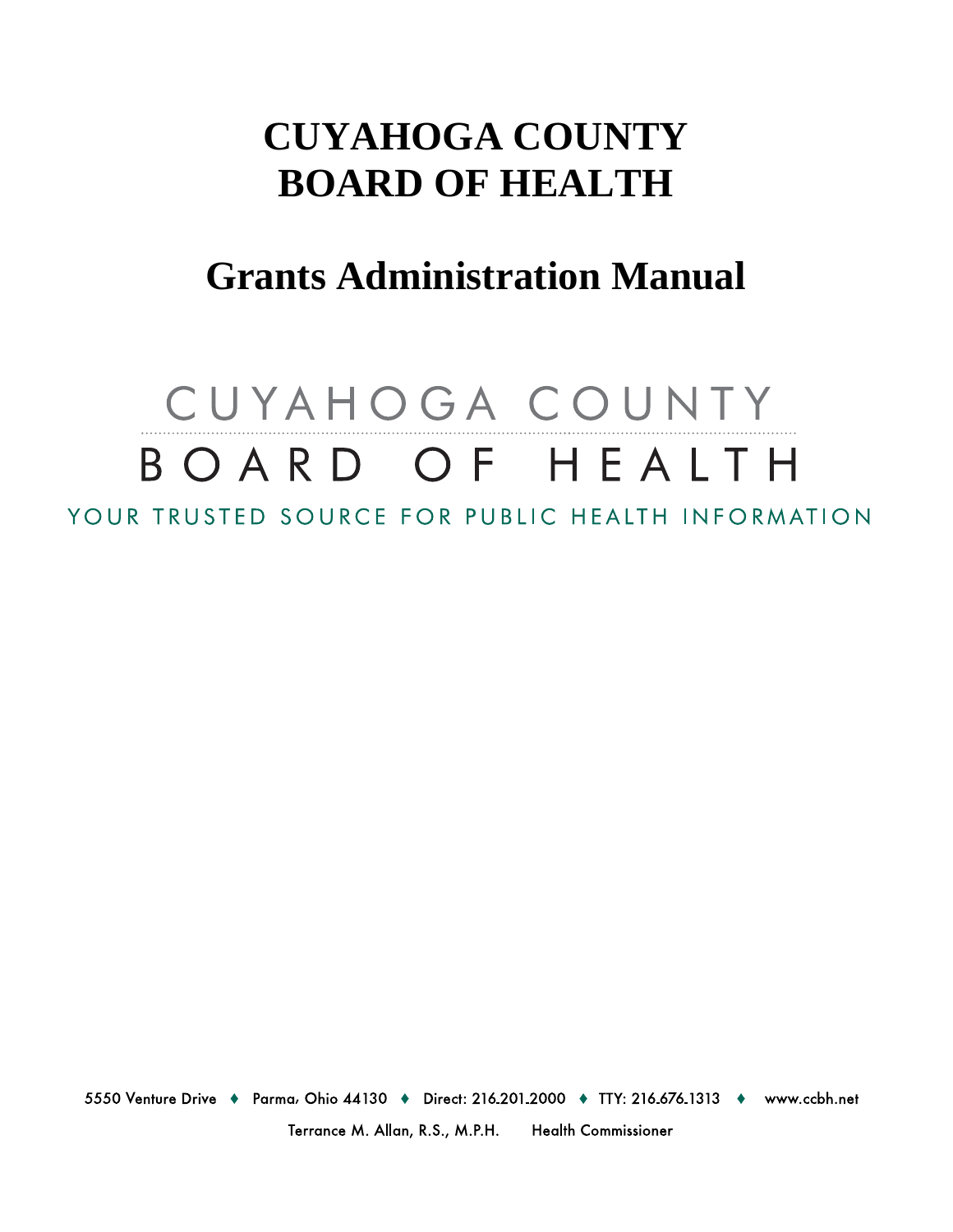# CUYAHOGA COUNTY BOARD OF HEALTH

## Grants Administration Manual

CUYAHOGA COUNTY

BOARD OF HEALTH

YOUR TRUSTED SOURCE FOR PUBLIC HEALTH INFORMATION

5550 Venture Drive ♦ Parma, Ohio 44130 ♦ Direct: 216.201.2000 ♦ TTY: 216.676.1313 ♦ www.ccbh.net

Terrance M. Allan, R.S., M.P.H. Health Commissioner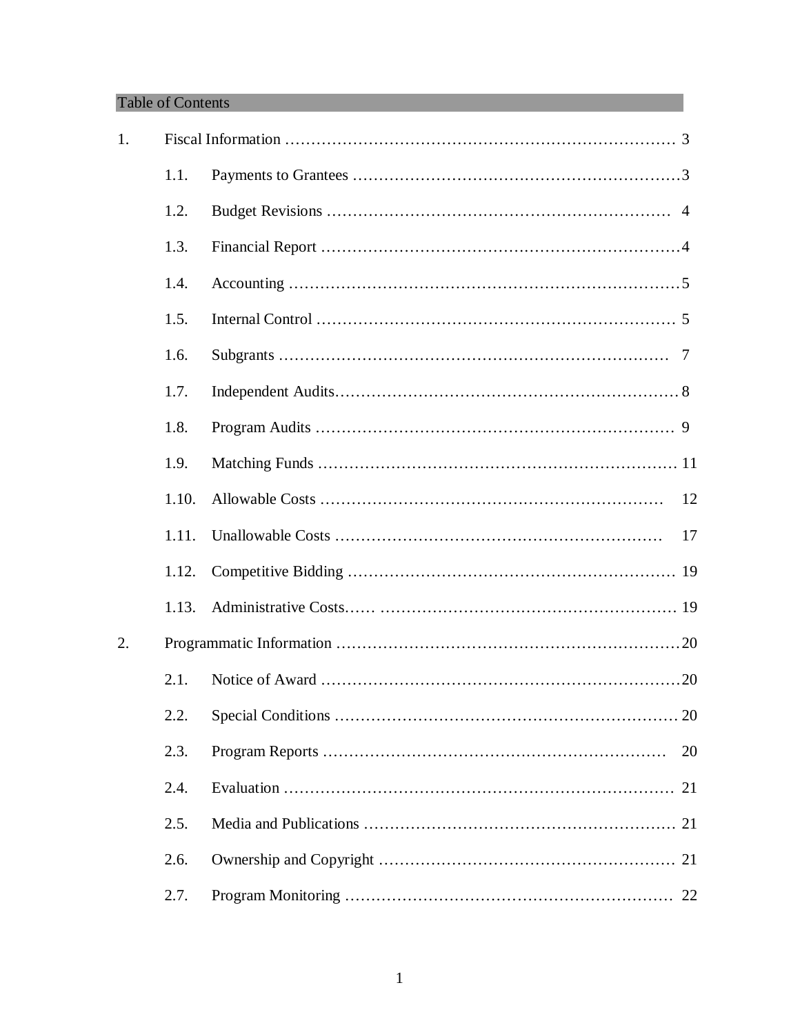## Table of Contents

1. Fiscal Information ................................................................ 3
   - 1.1. Payments to Grantees ................................................................ 3
   - 1.2. Budget Revisions ................................................................ 4
   - 1.3. Financial Report ................................................................ 4
   - 1.4. Accounting ................................................................ 5
   - 1.5. Internal Control ................................................................ 5
   - 1.6. Subgrants ................................................................ 7
   - 1.7. Independent Audits ................................................................ 8
   - 1.8. Program Audits ................................................................ 9
   - 1.9. Matching Funds ................................................................ 11
   - 1.10. Allowable Costs ................................................................ 12
   - 1.11. Unallowable Costs ................................................................ 17
   - 1.12. Competitive Bidding ................................................................ 19
   - 1.13. Administrative Costs...... ................................................................ 19
2. Programmatic Information ................................................................ 20
   - 2.1. Notice of Award ................................................................ 20
   - 2.2. Special Conditions ................................................................ 20
   - 2.3. Program Reports ................................................................ 20
   - 2.4. Evaluation ................................................................ 21
   - 2.5. Media and Publications ................................................................ 21
   - 2.6. Ownership and Copyright ................................................................ 21
   - 2.7. Program Monitoring ................................................................ 22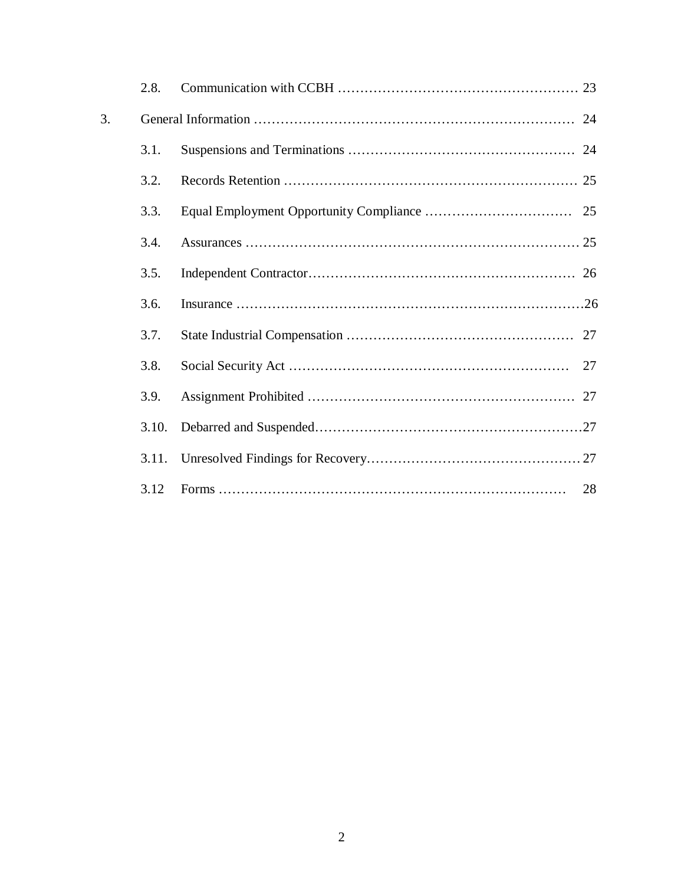2.8. Communication with CCBH ................................................ 23

3. General Information ................................................ 24

3.1. Suspensions and Terminations ................................................ 24

3.2. Records Retention ................................................ 25

3.3. Equal Employment Opportunity Compliance ................................................ 25

3.4. Assurances ................................................ 25

3.5. Independent Contractor ................................................ 26

3.6. Insurance ................................................ 26

3.7. State Industrial Compensation ................................................ 27

3.8. Social Security Act ................................................ 27

3.9. Assignment Prohibited ................................................ 27

3.10. Debarred and Suspended ................................................ 27

3.11. Unresolved Findings for Recovery ................................................ 27

3.12 Forms ................................................ 28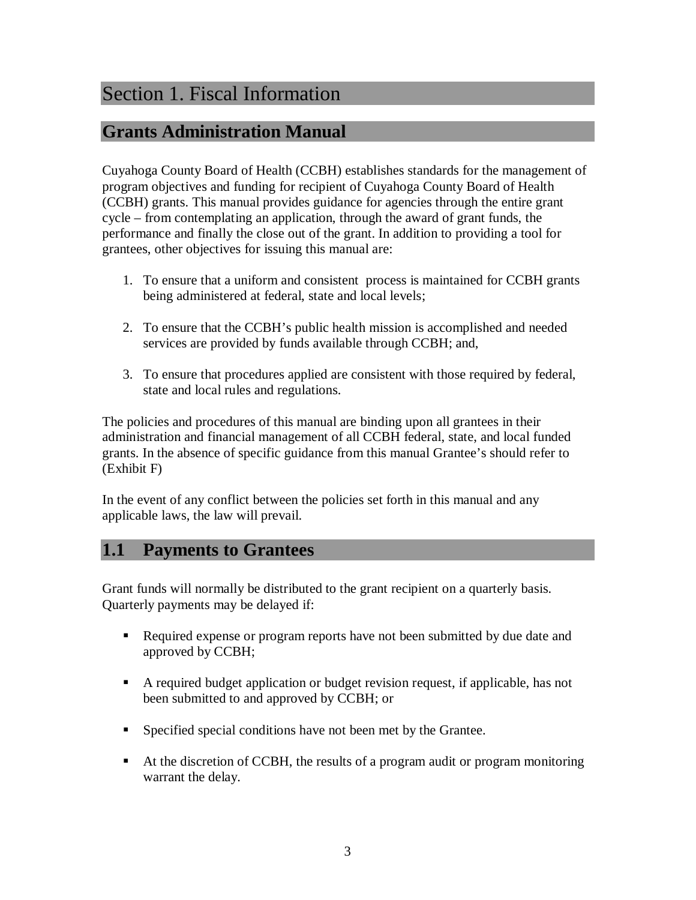# Section 1. Fiscal Information

## Grants Administration Manual

Cuyahoga County Board of Health (CCBH) establishes standards for the management of program objectives and funding for recipient of Cuyahoga County Board of Health (CCBH) grants. This manual provides guidance for agencies through the entire grant cycle – from contemplating an application, through the award of grant funds, the performance and finally the close out of the grant. In addition to providing a tool for grantees, other objectives for issuing this manual are:

1. To ensure that a uniform and consistent process is maintained for CCBH grants being administered at federal, state and local levels;

2. To ensure that the CCBH's public health mission is accomplished and needed services are provided by funds available through CCBH; and,

3. To ensure that procedures applied are consistent with those required by federal, state and local rules and regulations.

The policies and procedures of this manual are binding upon all grantees in their administration and financial management of all CCBH federal, state, and local funded grants. In the absence of specific guidance from this manual Grantee's should refer to (Exhibit F)

In the event of any conflict between the policies set forth in this manual and any applicable laws, the law will prevail.

## 1.1 Payments to Grantees

Grant funds will normally be distributed to the grant recipient on a quarterly basis. Quarterly payments may be delayed if:

- Required expense or program reports have not been submitted by due date and approved by CCBH;

- A required budget application or budget revision request, if applicable, has not been submitted to and approved by CCBH; or

- Specified special conditions have not been met by the Grantee.

- At the discretion of CCBH, the results of a program audit or program monitoring warrant the delay.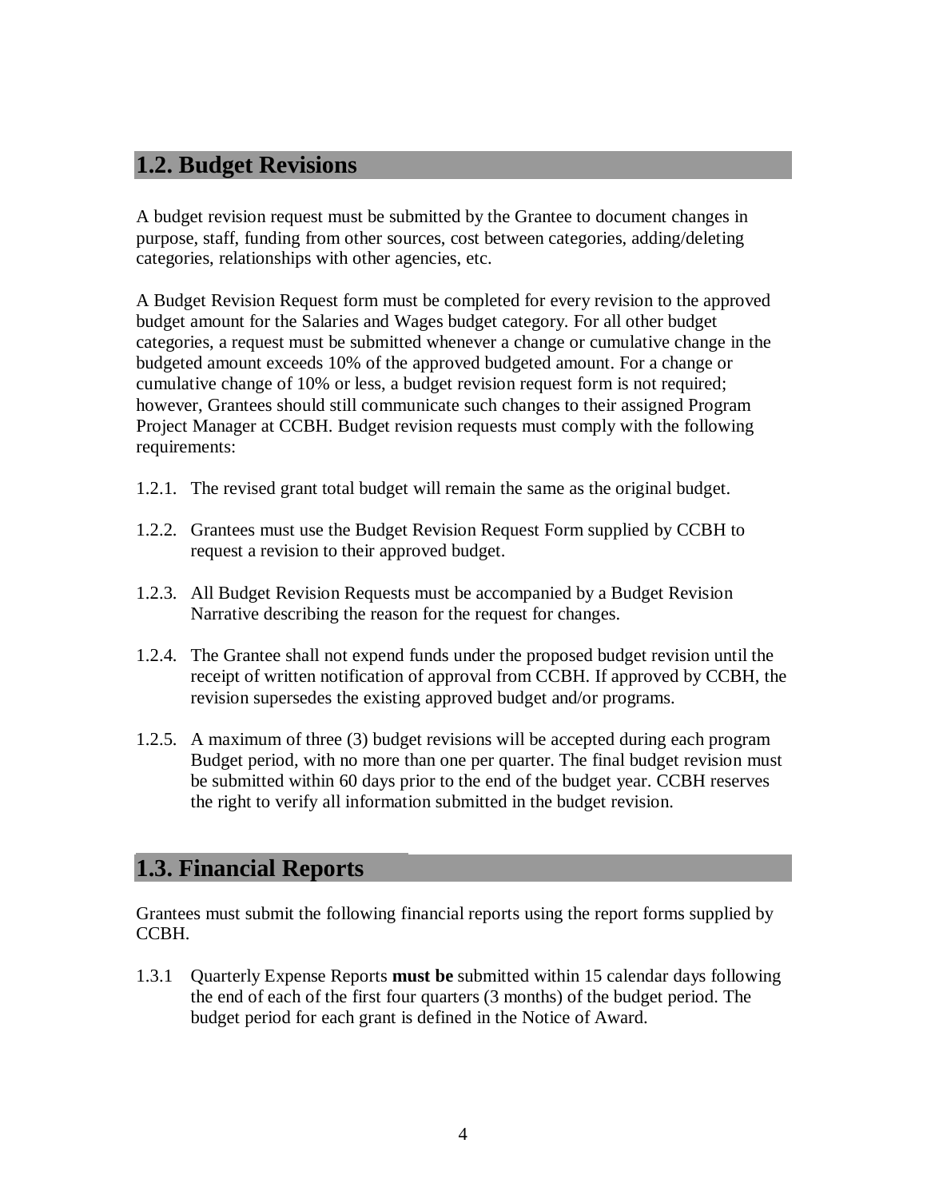## 1.2. Budget Revisions

A budget revision request must be submitted by the Grantee to document changes in purpose, staff, funding from other sources, cost between categories, adding/deleting categories, relationships with other agencies, etc.

A Budget Revision Request form must be completed for every revision to the approved budget amount for the Salaries and Wages budget category. For all other budget categories, a request must be submitted whenever a change or cumulative change in the budgeted amount exceeds 10% of the approved budgeted amount. For a change or cumulative change of 10% or less, a budget revision request form is not required; however, Grantees should still communicate such changes to their assigned Program Project Manager at CCBH. Budget revision requests must comply with the following requirements:

1.2.1. The revised grant total budget will remain the same as the original budget.

1.2.2. Grantees must use the Budget Revision Request Form supplied by CCBH to request a revision to their approved budget.

1.2.3. All Budget Revision Requests must be accompanied by a Budget Revision Narrative describing the reason for the request for changes.

1.2.4. The Grantee shall not expend funds under the proposed budget revision until the receipt of written notification of approval from CCBH. If approved by CCBH, the revision supersedes the existing approved budget and/or programs.

1.2.5. A maximum of three (3) budget revisions will be accepted during each program Budget period, with no more than one per quarter. The final budget revision must be submitted within 60 days prior to the end of the budget year. CCBH reserves the right to verify all information submitted in the budget revision.

## 1.3. Financial Reports

Grantees must submit the following financial reports using the report forms supplied by CCBH.

1.3.1 Quarterly Expense Reports **must be** submitted within 15 calendar days following the end of each of the first four quarters (3 months) of the budget period. The budget period for each grant is defined in the Notice of Award.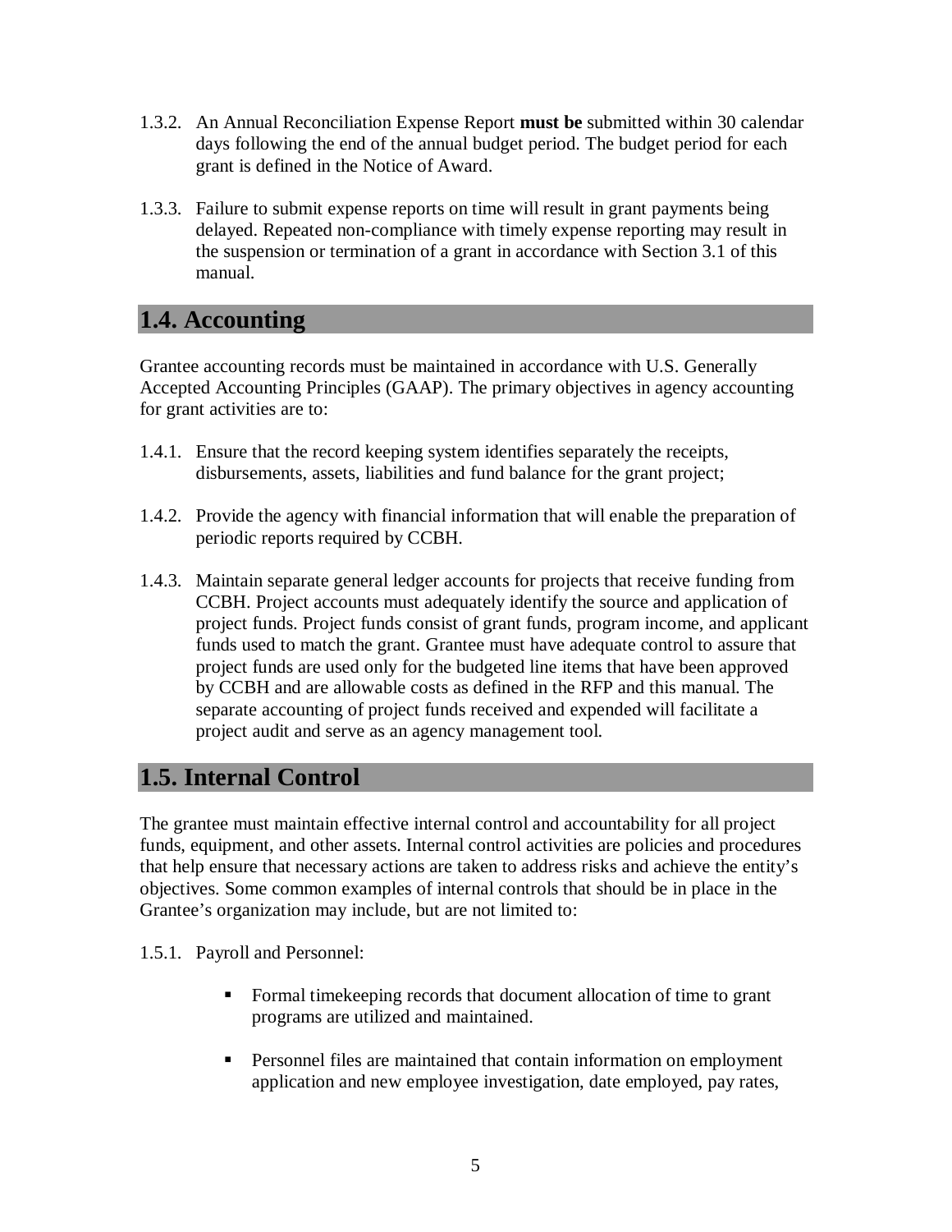1.3.2. An Annual Reconciliation Expense Report **must be** submitted within 30 calendar days following the end of the annual budget period. The budget period for each grant is defined in the Notice of Award.

1.3.3. Failure to submit expense reports on time will result in grant payments being delayed. Repeated non-compliance with timely expense reporting may result in the suspension or termination of a grant in accordance with Section 3.1 of this manual.

## 1.4. Accounting

Grantee accounting records must be maintained in accordance with U.S. Generally Accepted Accounting Principles (GAAP). The primary objectives in agency accounting for grant activities are to:

1.4.1. Ensure that the record keeping system identifies separately the receipts, disbursements, assets, liabilities and fund balance for the grant project;

1.4.2. Provide the agency with financial information that will enable the preparation of periodic reports required by CCBH.

1.4.3. Maintain separate general ledger accounts for projects that receive funding from CCBH. Project accounts must adequately identify the source and application of project funds. Project funds consist of grant funds, program income, and applicant funds used to match the grant. Grantee must have adequate control to assure that project funds are used only for the budgeted line items that have been approved by CCBH and are allowable costs as defined in the RFP and this manual. The separate accounting of project funds received and expended will facilitate a project audit and serve as an agency management tool.

## 1.5. Internal Control

The grantee must maintain effective internal control and accountability for all project funds, equipment, and other assets. Internal control activities are policies and procedures that help ensure that necessary actions are taken to address risks and achieve the entity's objectives. Some common examples of internal controls that should be in place in the Grantee's organization may include, but are not limited to:

1.5.1. Payroll and Personnel:

- Formal timekeeping records that document allocation of time to grant programs are utilized and maintained.
- Personnel files are maintained that contain information on employment application and new employee investigation, date employed, pay rates,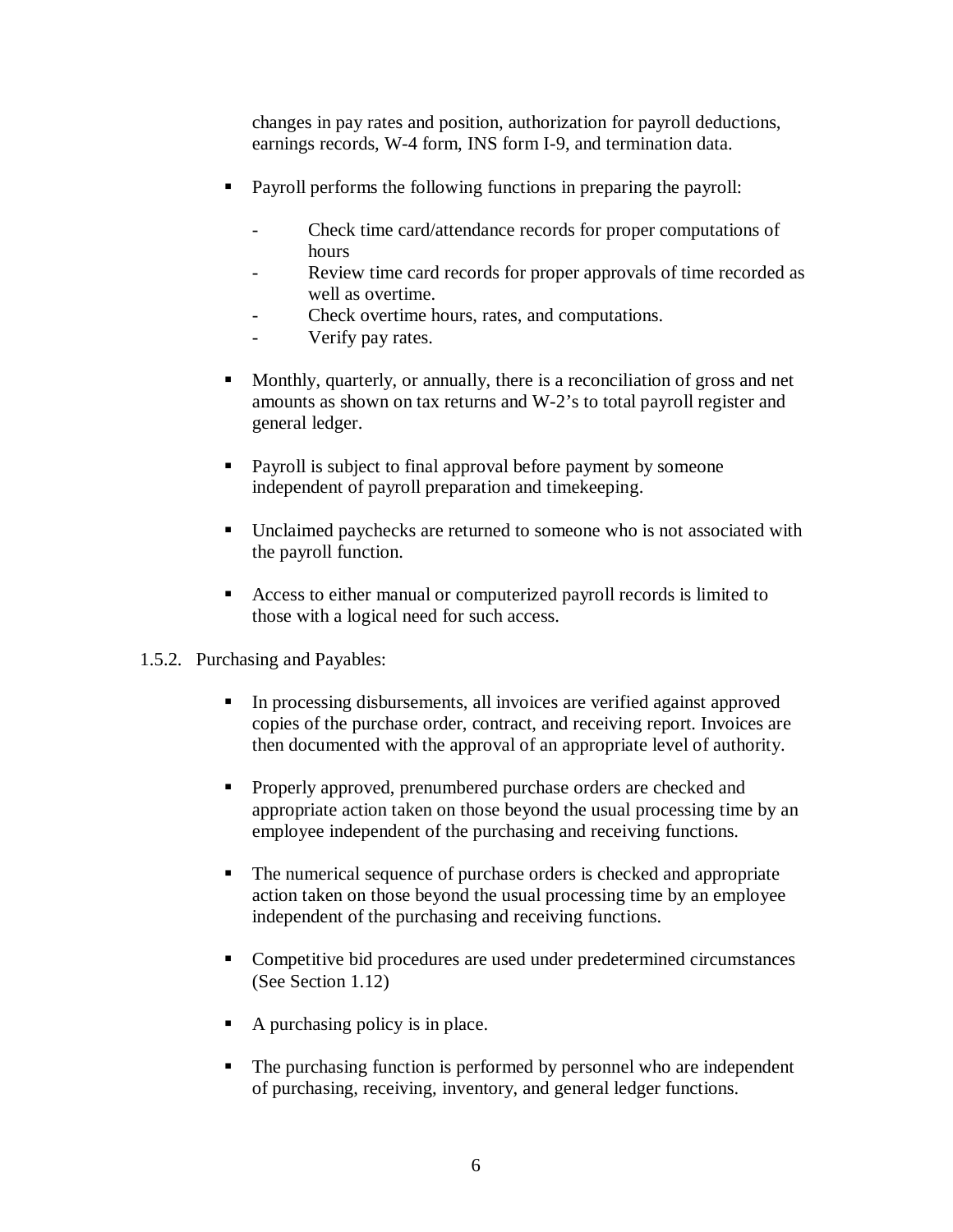changes in pay rates and position, authorization for payroll deductions, earnings records, W-4 form, INS form I-9, and termination data.

- Payroll performs the following functions in preparing the payroll:
    - Check time card/attendance records for proper computations of hours
    - Review time card records for proper approvals of time recorded as well as overtime.
    - Check overtime hours, rates, and computations.
    - Verify pay rates.

- Monthly, quarterly, or annually, there is a reconciliation of gross and net amounts as shown on tax returns and W-2's to total payroll register and general ledger.

- Payroll is subject to final approval before payment by someone independent of payroll preparation and timekeeping.

- Unclaimed paychecks are returned to someone who is not associated with the payroll function.

- Access to either manual or computerized payroll records is limited to those with a logical need for such access.

1.5.2. Purchasing and Payables:

- In processing disbursements, all invoices are verified against approved copies of the purchase order, contract, and receiving report. Invoices are then documented with the approval of an appropriate level of authority.

- Properly approved, prenumbered purchase orders are checked and appropriate action taken on those beyond the usual processing time by an employee independent of the purchasing and receiving functions.

- The numerical sequence of purchase orders is checked and appropriate action taken on those beyond the usual processing time by an employee independent of the purchasing and receiving functions.

- Competitive bid procedures are used under predetermined circumstances (See Section 1.12)

- A purchasing policy is in place.

- The purchasing function is performed by personnel who are independent of purchasing, receiving, inventory, and general ledger functions.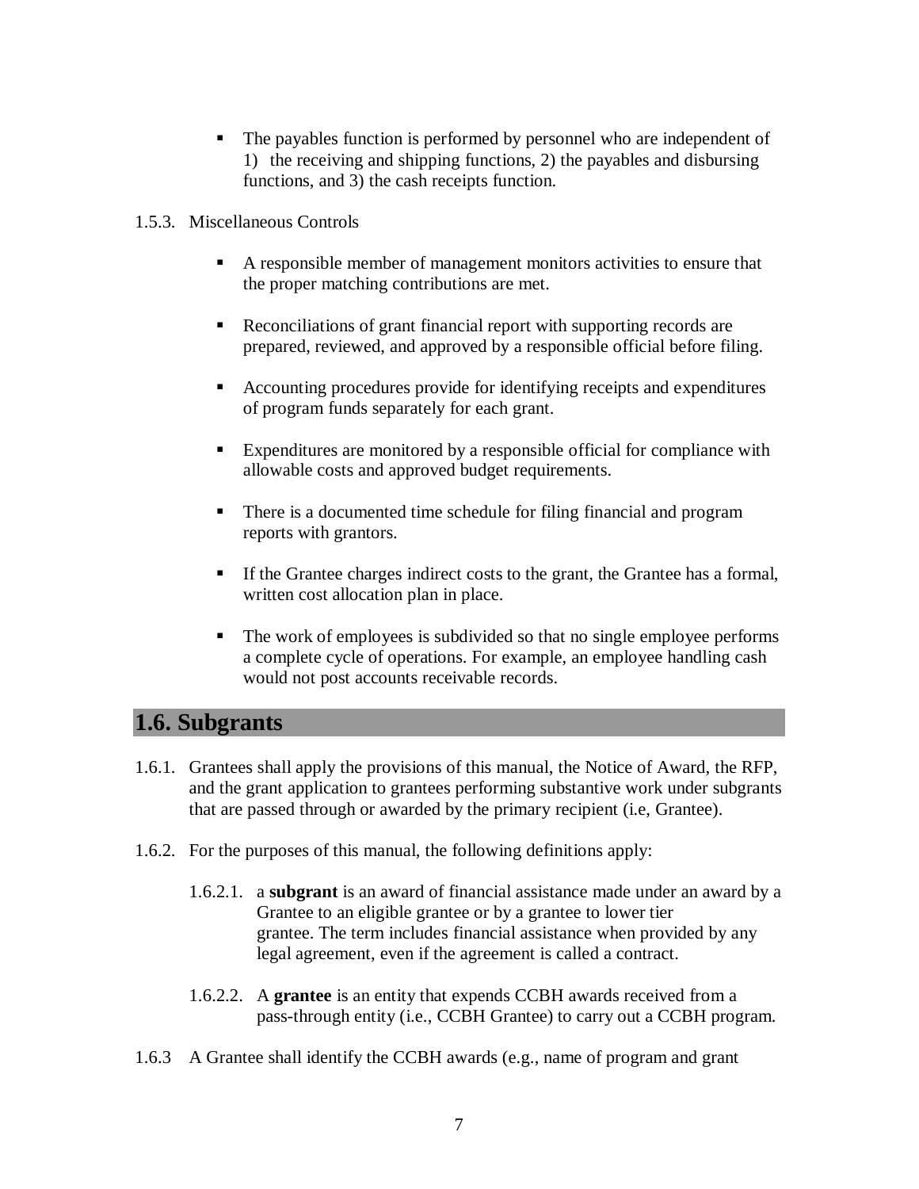- The payables function is performed by personnel who are independent of 1) the receiving and shipping functions, 2) the payables and disbursing functions, and 3) the cash receipts function.

1.5.3. Miscellaneous Controls

- A responsible member of management monitors activities to ensure that the proper matching contributions are met.
- Reconciliations of grant financial report with supporting records are prepared, reviewed, and approved by a responsible official before filing.
- Accounting procedures provide for identifying receipts and expenditures of program funds separately for each grant.
- Expenditures are monitored by a responsible official for compliance with allowable costs and approved budget requirements.
- There is a documented time schedule for filing financial and program reports with grantors.
- If the Grantee charges indirect costs to the grant, the Grantee has a formal, written cost allocation plan in place.
- The work of employees is subdivided so that no single employee performs a complete cycle of operations. For example, an employee handling cash would not post accounts receivable records.

## 1.6. Subgrants

1.6.1. Grantees shall apply the provisions of this manual, the Notice of Award, the RFP, and the grant application to grantees performing substantive work under subgrants that are passed through or awarded by the primary recipient (i.e, Grantee).

1.6.2. For the purposes of this manual, the following definitions apply:

1.6.2.1. a **subgrant** is an award of financial assistance made under an award by a Grantee to an eligible grantee or by a grantee to lower tier grantee. The term includes financial assistance when provided by any legal agreement, even if the agreement is called a contract.

1.6.2.2. A **grantee** is an entity that expends CCBH awards received from a pass-through entity (i.e., CCBH Grantee) to carry out a CCBH program.

1.6.3 A Grantee shall identify the CCBH awards (e.g., name of program and grant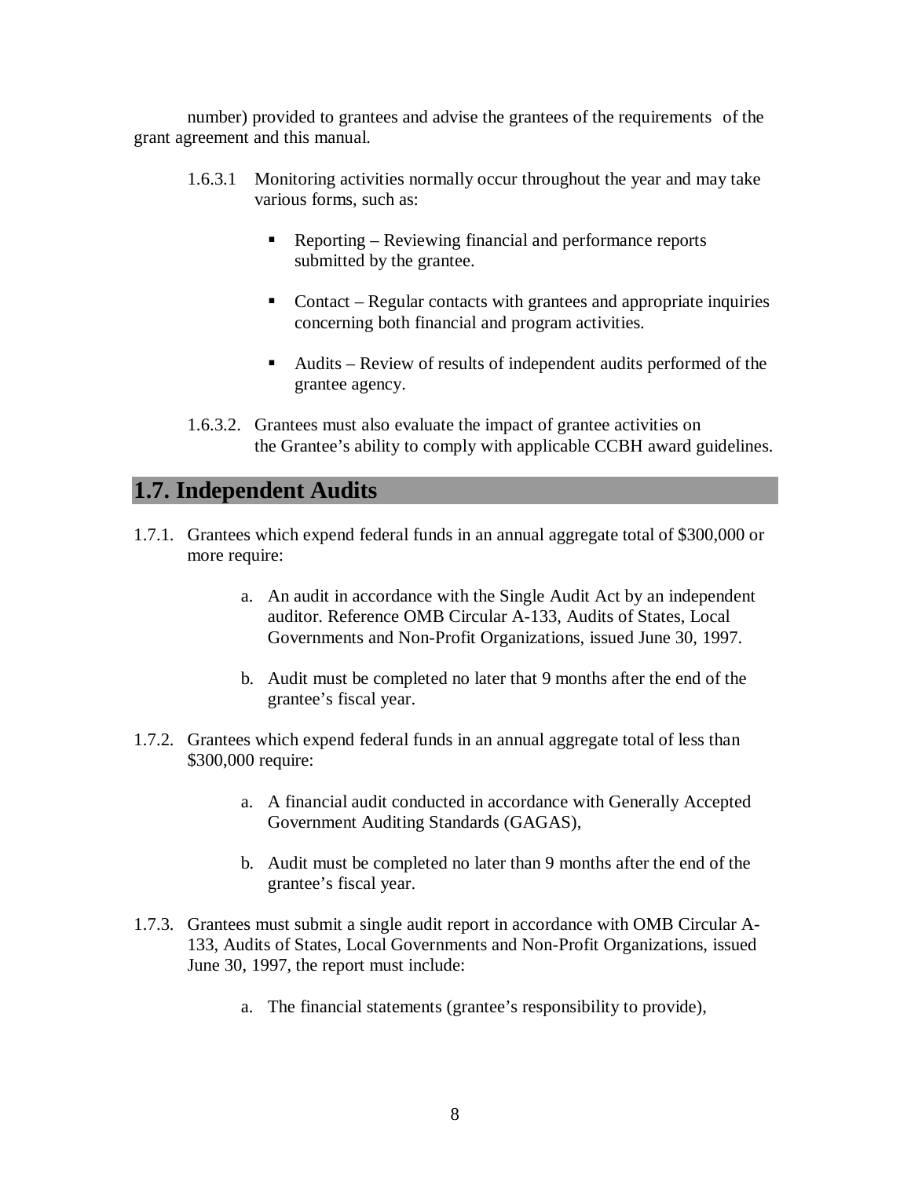number) provided to grantees and advise the grantees of the requirements of the grant agreement and this manual.

1.6.3.1 Monitoring activities normally occur throughout the year and may take various forms, such as:

- Reporting – Reviewing financial and performance reports submitted by the grantee.
- Contact – Regular contacts with grantees and appropriate inquiries concerning both financial and program activities.
- Audits – Review of results of independent audits performed of the grantee agency.

1.6.3.2. Grantees must also evaluate the impact of grantee activities on the Grantee's ability to comply with applicable CCBH award guidelines.

## 1.7. Independent Audits

1.7.1. Grantees which expend federal funds in an annual aggregate total of $300,000 or more require:

a. An audit in accordance with the Single Audit Act by an independent auditor. Reference OMB Circular A-133, Audits of States, Local Governments and Non-Profit Organizations, issued June 30, 1997.

b. Audit must be completed no later that 9 months after the end of the grantee's fiscal year.

1.7.2. Grantees which expend federal funds in an annual aggregate total of less than $300,000 require:

a. A financial audit conducted in accordance with Generally Accepted Government Auditing Standards (GAGAS),

b. Audit must be completed no later than 9 months after the end of the grantee's fiscal year.

1.7.3. Grantees must submit a single audit report in accordance with OMB Circular A-133, Audits of States, Local Governments and Non-Profit Organizations, issued June 30, 1997, the report must include:

a. The financial statements (grantee's responsibility to provide),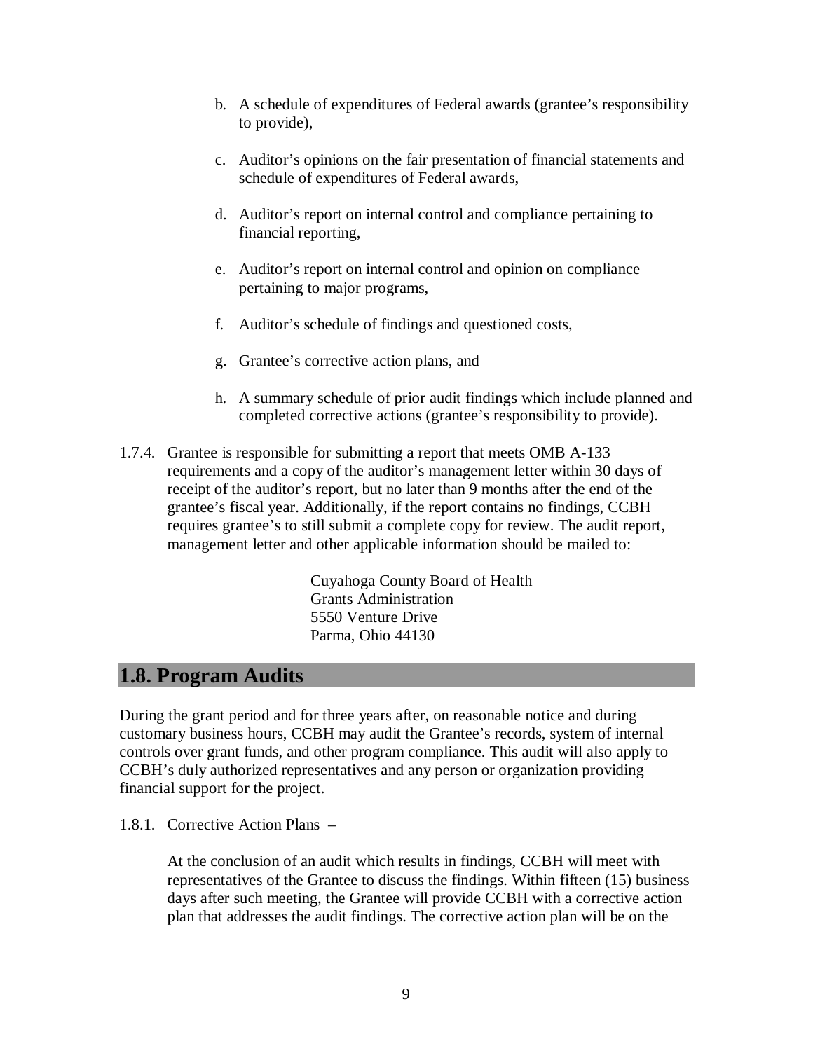b. A schedule of expenditures of Federal awards (grantee's responsibility to provide),

c. Auditor's opinions on the fair presentation of financial statements and schedule of expenditures of Federal awards,

d. Auditor's report on internal control and compliance pertaining to financial reporting,

e. Auditor's report on internal control and opinion on compliance pertaining to major programs,

f. Auditor's schedule of findings and questioned costs,

g. Grantee's corrective action plans, and

h. A summary schedule of prior audit findings which include planned and completed corrective actions (grantee's responsibility to provide).

1.7.4. Grantee is responsible for submitting a report that meets OMB A-133 requirements and a copy of the auditor's management letter within 30 days of receipt of the auditor's report, but no later than 9 months after the end of the grantee's fiscal year. Additionally, if the report contains no findings, CCBH requires grantee's to still submit a complete copy for review. The audit report, management letter and other applicable information should be mailed to:

> Cuyahoga County Board of Health
> Grants Administration
> 5550 Venture Drive
> Parma, Ohio 44130

## 1.8. Program Audits

During the grant period and for three years after, on reasonable notice and during customary business hours, CCBH may audit the Grantee's records, system of internal controls over grant funds, and other program compliance. This audit will also apply to CCBH's duly authorized representatives and any person or organization providing financial support for the project.

1.8.1. Corrective Action Plans –

At the conclusion of an audit which results in findings, CCBH will meet with representatives of the Grantee to discuss the findings. Within fifteen (15) business days after such meeting, the Grantee will provide CCBH with a corrective action plan that addresses the audit findings. The corrective action plan will be on the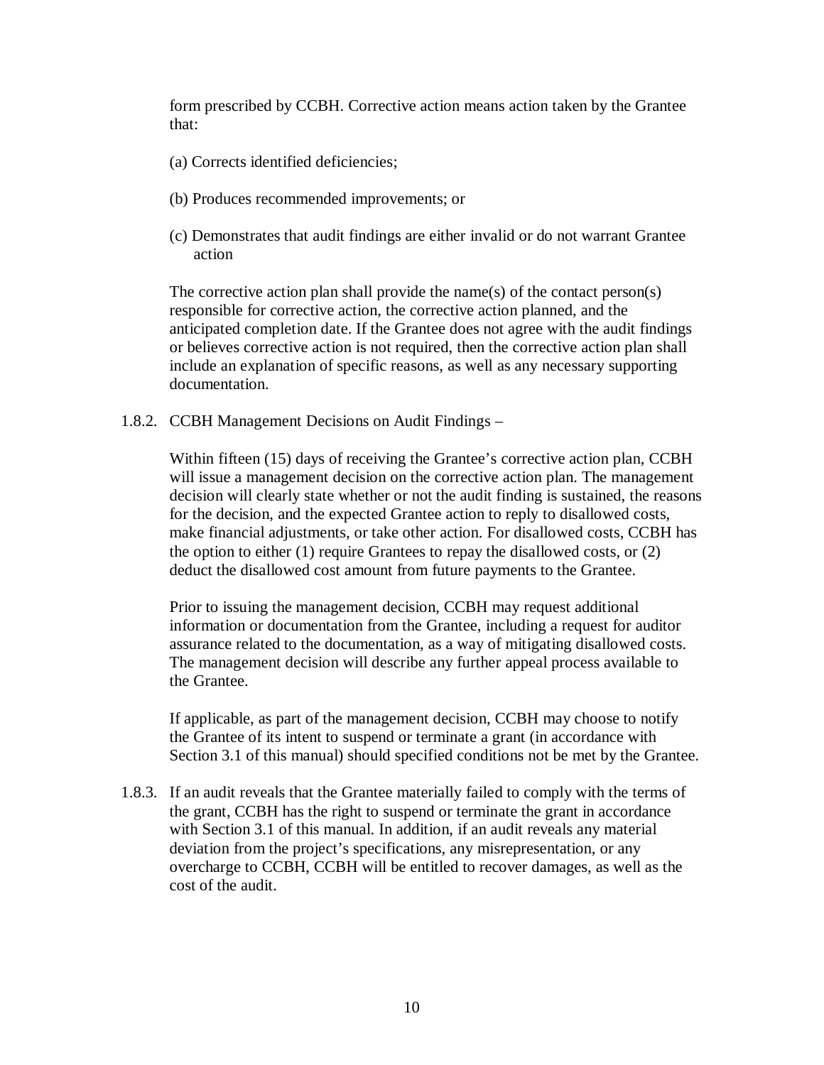form prescribed by CCBH. Corrective action means action taken by the Grantee that:

(a) Corrects identified deficiencies;

(b) Produces recommended improvements; or

(c) Demonstrates that audit findings are either invalid or do not warrant Grantee action

The corrective action plan shall provide the name(s) of the contact person(s) responsible for corrective action, the corrective action planned, and the anticipated completion date. If the Grantee does not agree with the audit findings or believes corrective action is not required, then the corrective action plan shall include an explanation of specific reasons, as well as any necessary supporting documentation.

1.8.2. CCBH Management Decisions on Audit Findings –

Within fifteen (15) days of receiving the Grantee's corrective action plan, CCBH will issue a management decision on the corrective action plan. The management decision will clearly state whether or not the audit finding is sustained, the reasons for the decision, and the expected Grantee action to reply to disallowed costs, make financial adjustments, or take other action. For disallowed costs, CCBH has the option to either (1) require Grantees to repay the disallowed costs, or (2) deduct the disallowed cost amount from future payments to the Grantee.

Prior to issuing the management decision, CCBH may request additional information or documentation from the Grantee, including a request for auditor assurance related to the documentation, as a way of mitigating disallowed costs. The management decision will describe any further appeal process available to the Grantee.

If applicable, as part of the management decision, CCBH may choose to notify the Grantee of its intent to suspend or terminate a grant (in accordance with Section 3.1 of this manual) should specified conditions not be met by the Grantee.

1.8.3. If an audit reveals that the Grantee materially failed to comply with the terms of the grant, CCBH has the right to suspend or terminate the grant in accordance with Section 3.1 of this manual. In addition, if an audit reveals any material deviation from the project's specifications, any misrepresentation, or any overcharge to CCBH, CCBH will be entitled to recover damages, as well as the cost of the audit.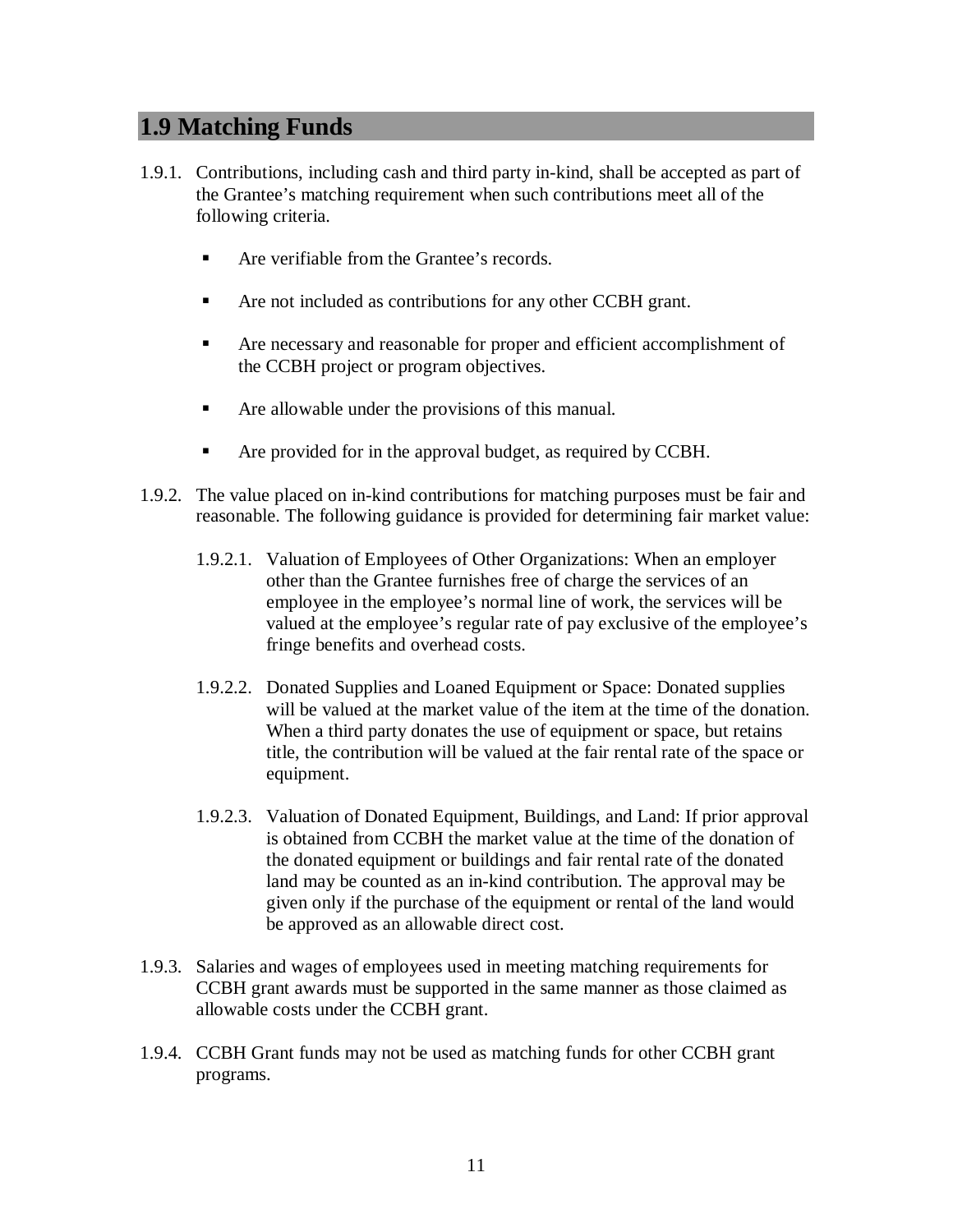## 1.9 Matching Funds

1.9.1. Contributions, including cash and third party in-kind, shall be accepted as part of the Grantee's matching requirement when such contributions meet all of the following criteria.

- Are verifiable from the Grantee's records.
- Are not included as contributions for any other CCBH grant.
- Are necessary and reasonable for proper and efficient accomplishment of the CCBH project or program objectives.
- Are allowable under the provisions of this manual.
- Are provided for in the approval budget, as required by CCBH.

1.9.2. The value placed on in-kind contributions for matching purposes must be fair and reasonable. The following guidance is provided for determining fair market value:

1.9.2.1. Valuation of Employees of Other Organizations: When an employer other than the Grantee furnishes free of charge the services of an employee in the employee's normal line of work, the services will be valued at the employee's regular rate of pay exclusive of the employee's fringe benefits and overhead costs.

1.9.2.2. Donated Supplies and Loaned Equipment or Space: Donated supplies will be valued at the market value of the item at the time of the donation. When a third party donates the use of equipment or space, but retains title, the contribution will be valued at the fair rental rate of the space or equipment.

1.9.2.3. Valuation of Donated Equipment, Buildings, and Land: If prior approval is obtained from CCBH the market value at the time of the donation of the donated equipment or buildings and fair rental rate of the donated land may be counted as an in-kind contribution. The approval may be given only if the purchase of the equipment or rental of the land would be approved as an allowable direct cost.

1.9.3. Salaries and wages of employees used in meeting matching requirements for CCBH grant awards must be supported in the same manner as those claimed as allowable costs under the CCBH grant.

1.9.4. CCBH Grant funds may not be used as matching funds for other CCBH grant programs.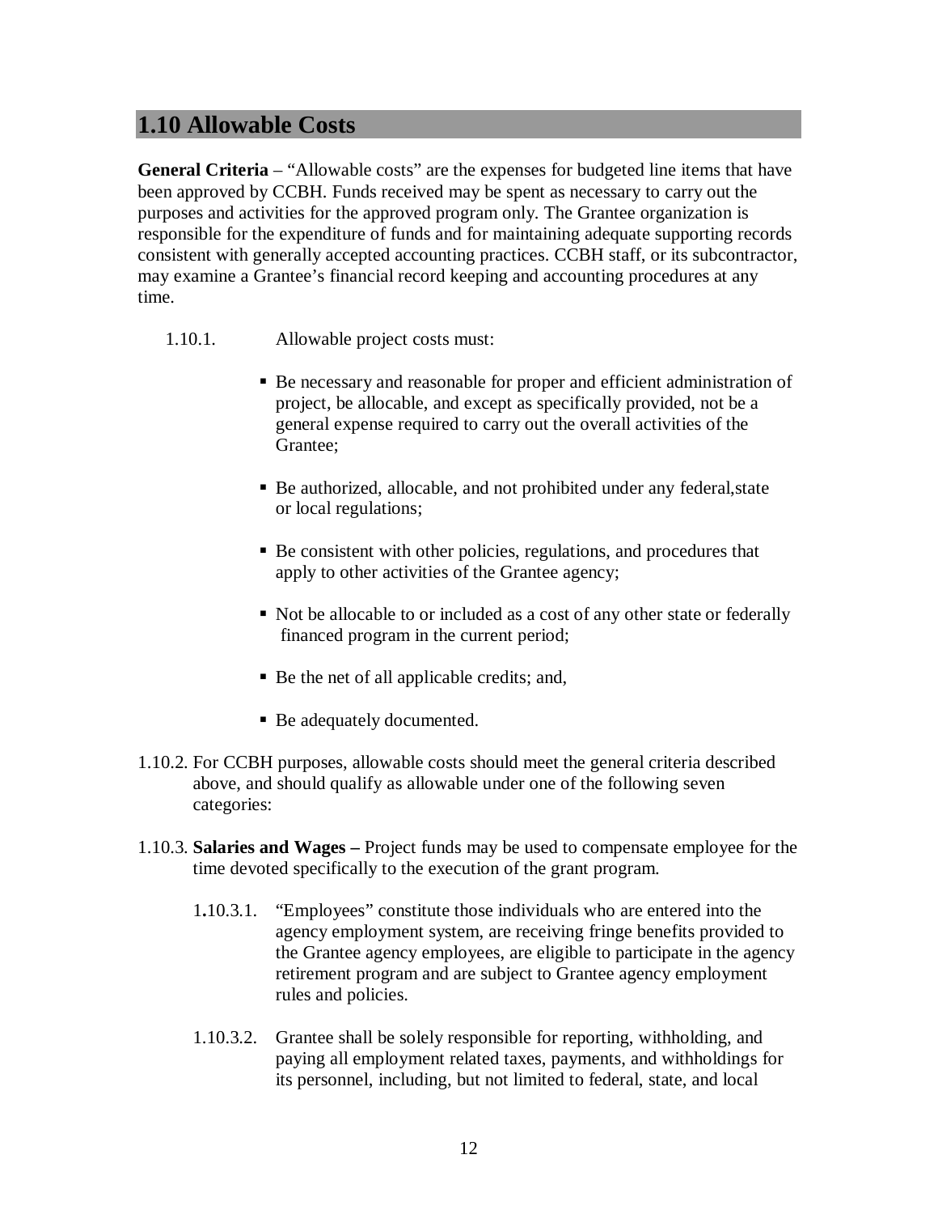## 1.10 Allowable Costs

**General Criteria** – "Allowable costs" are the expenses for budgeted line items that have been approved by CCBH. Funds received may be spent as necessary to carry out the purposes and activities for the approved program only. The Grantee organization is responsible for the expenditure of funds and for maintaining adequate supporting records consistent with generally accepted accounting practices. CCBH staff, or its subcontractor, may examine a Grantee's financial record keeping and accounting procedures at any time.

1.10.1. Allowable project costs must:

- Be necessary and reasonable for proper and efficient administration of project, be allocable, and except as specifically provided, not be a general expense required to carry out the overall activities of the Grantee;
- Be authorized, allocable, and not prohibited under any federal,state or local regulations;
- Be consistent with other policies, regulations, and procedures that apply to other activities of the Grantee agency;
- Not be allocable to or included as a cost of any other state or federally financed program in the current period;
- Be the net of all applicable credits; and,
- Be adequately documented.

1.10.2. For CCBH purposes, allowable costs should meet the general criteria described above, and should qualify as allowable under one of the following seven categories:

1.10.3. **Salaries and Wages –** Project funds may be used to compensate employee for the time devoted specifically to the execution of the grant program.

1.10.3.1. "Employees" constitute those individuals who are entered into the agency employment system, are receiving fringe benefits provided to the Grantee agency employees, are eligible to participate in the agency retirement program and are subject to Grantee agency employment rules and policies.

1.10.3.2. Grantee shall be solely responsible for reporting, withholding, and paying all employment related taxes, payments, and withholdings for its personnel, including, but not limited to federal, state, and local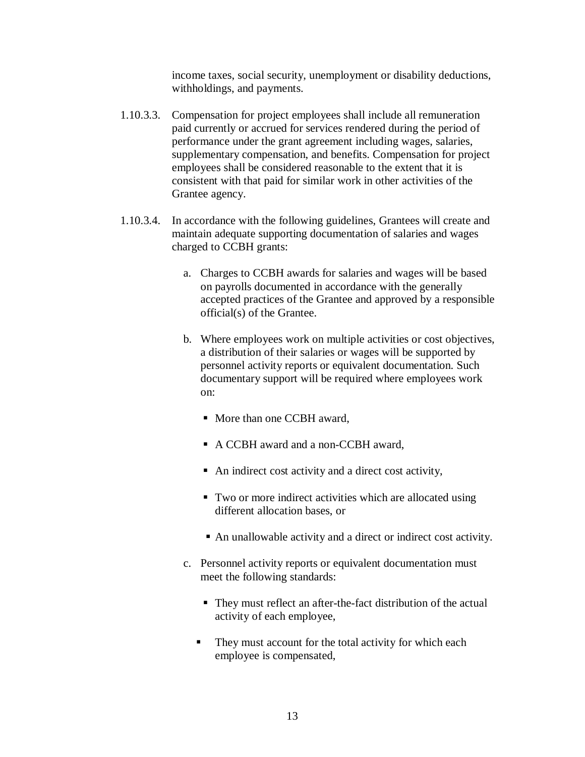income taxes, social security, unemployment or disability deductions, withholdings, and payments.

1.10.3.3. Compensation for project employees shall include all remuneration paid currently or accrued for services rendered during the period of performance under the grant agreement including wages, salaries, supplementary compensation, and benefits. Compensation for project employees shall be considered reasonable to the extent that it is consistent with that paid for similar work in other activities of the Grantee agency.

1.10.3.4. In accordance with the following guidelines, Grantees will create and maintain adequate supporting documentation of salaries and wages charged to CCBH grants:

a. Charges to CCBH awards for salaries and wages will be based on payrolls documented in accordance with the generally accepted practices of the Grantee and approved by a responsible official(s) of the Grantee.

b. Where employees work on multiple activities or cost objectives, a distribution of their salaries or wages will be supported by personnel activity reports or equivalent documentation. Such documentary support will be required where employees work on:

   - More than one CCBH award,
   - A CCBH award and a non-CCBH award,
   - An indirect cost activity and a direct cost activity,
   - Two or more indirect activities which are allocated using different allocation bases, or
   - An unallowable activity and a direct or indirect cost activity.

c. Personnel activity reports or equivalent documentation must meet the following standards:

   - They must reflect an after-the-fact distribution of the actual activity of each employee,
   - They must account for the total activity for which each employee is compensated,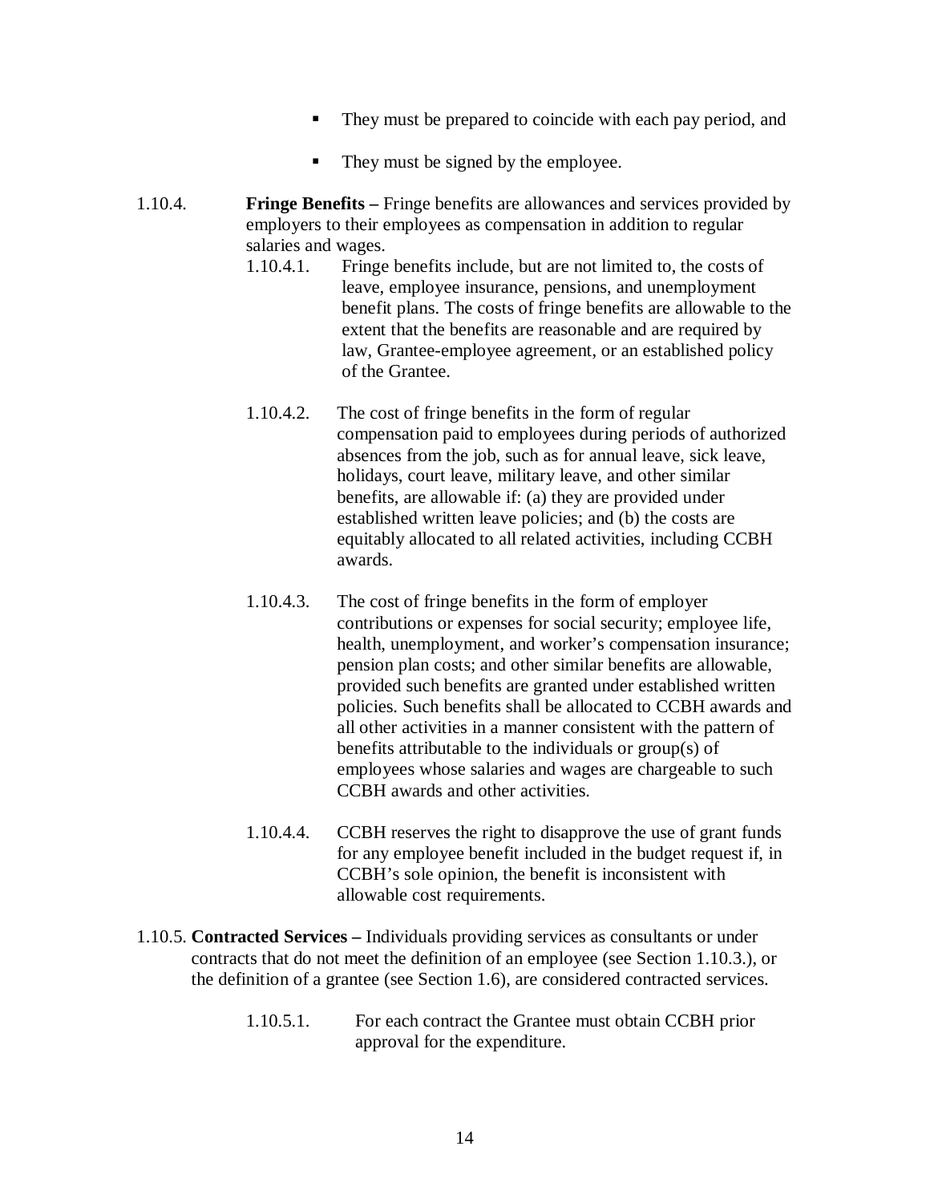- They must be prepared to coincide with each pay period, and
- They must be signed by the employee.

1.10.4. **Fringe Benefits –** Fringe benefits are allowances and services provided by employers to their employees as compensation in addition to regular salaries and wages.

1.10.4.1. Fringe benefits include, but are not limited to, the costs of leave, employee insurance, pensions, and unemployment benefit plans. The costs of fringe benefits are allowable to the extent that the benefits are reasonable and are required by law, Grantee-employee agreement, or an established policy of the Grantee.

1.10.4.2. The cost of fringe benefits in the form of regular compensation paid to employees during periods of authorized absences from the job, such as for annual leave, sick leave, holidays, court leave, military leave, and other similar benefits, are allowable if: (a) they are provided under established written leave policies; and (b) the costs are equitably allocated to all related activities, including CCBH awards.

1.10.4.3. The cost of fringe benefits in the form of employer contributions or expenses for social security; employee life, health, unemployment, and worker's compensation insurance; pension plan costs; and other similar benefits are allowable, provided such benefits are granted under established written policies. Such benefits shall be allocated to CCBH awards and all other activities in a manner consistent with the pattern of benefits attributable to the individuals or group(s) of employees whose salaries and wages are chargeable to such CCBH awards and other activities.

1.10.4.4. CCBH reserves the right to disapprove the use of grant funds for any employee benefit included in the budget request if, in CCBH's sole opinion, the benefit is inconsistent with allowable cost requirements.

1.10.5. **Contracted Services –** Individuals providing services as consultants or under contracts that do not meet the definition of an employee (see Section 1.10.3.), or the definition of a grantee (see Section 1.6), are considered contracted services.

1.10.5.1. For each contract the Grantee must obtain CCBH prior approval for the expenditure.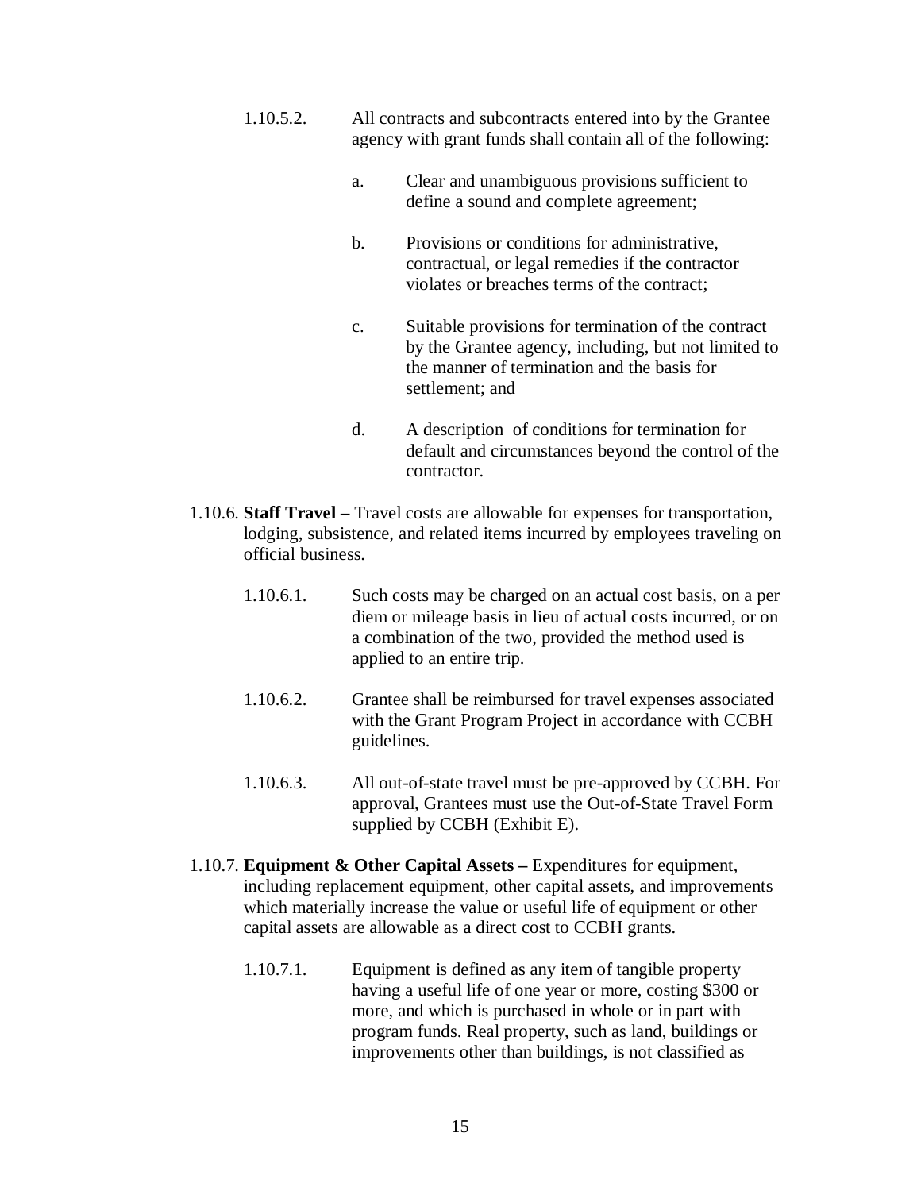1.10.5.2. All contracts and subcontracts entered into by the Grantee agency with grant funds shall contain all of the following:

a. Clear and unambiguous provisions sufficient to define a sound and complete agreement;

b. Provisions or conditions for administrative, contractual, or legal remedies if the contractor violates or breaches terms of the contract;

c. Suitable provisions for termination of the contract by the Grantee agency, including, but not limited to the manner of termination and the basis for settlement; and

d. A description of conditions for termination for default and circumstances beyond the control of the contractor.

1.10.6. **Staff Travel –** Travel costs are allowable for expenses for transportation, lodging, subsistence, and related items incurred by employees traveling on official business.

1.10.6.1. Such costs may be charged on an actual cost basis, on a per diem or mileage basis in lieu of actual costs incurred, or on a combination of the two, provided the method used is applied to an entire trip.

1.10.6.2. Grantee shall be reimbursed for travel expenses associated with the Grant Program Project in accordance with CCBH guidelines.

1.10.6.3. All out-of-state travel must be pre-approved by CCBH. For approval, Grantees must use the Out-of-State Travel Form supplied by CCBH (Exhibit E).

1.10.7. **Equipment & Other Capital Assets –** Expenditures for equipment, including replacement equipment, other capital assets, and improvements which materially increase the value or useful life of equipment or other capital assets are allowable as a direct cost to CCBH grants.

1.10.7.1. Equipment is defined as any item of tangible property having a useful life of one year or more, costing $300 or more, and which is purchased in whole or in part with program funds. Real property, such as land, buildings or improvements other than buildings, is not classified as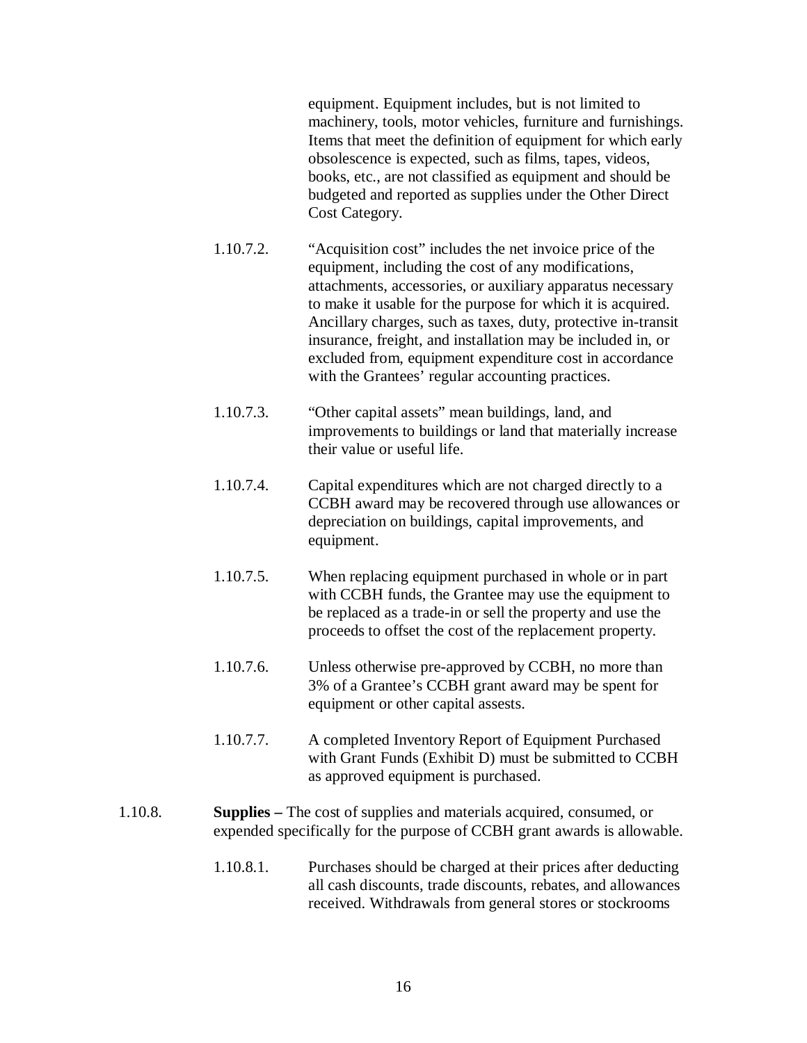equipment. Equipment includes, but is not limited to machinery, tools, motor vehicles, furniture and furnishings. Items that meet the definition of equipment for which early obsolescence is expected, such as films, tapes, videos, books, etc., are not classified as equipment and should be budgeted and reported as supplies under the Other Direct Cost Category.

1.10.7.2. "Acquisition cost" includes the net invoice price of the equipment, including the cost of any modifications, attachments, accessories, or auxiliary apparatus necessary to make it usable for the purpose for which it is acquired. Ancillary charges, such as taxes, duty, protective in-transit insurance, freight, and installation may be included in, or excluded from, equipment expenditure cost in accordance with the Grantees' regular accounting practices.

1.10.7.3. "Other capital assets" mean buildings, land, and improvements to buildings or land that materially increase their value or useful life.

1.10.7.4. Capital expenditures which are not charged directly to a CCBH award may be recovered through use allowances or depreciation on buildings, capital improvements, and equipment.

1.10.7.5. When replacing equipment purchased in whole or in part with CCBH funds, the Grantee may use the equipment to be replaced as a trade-in or sell the property and use the proceeds to offset the cost of the replacement property.

1.10.7.6. Unless otherwise pre-approved by CCBH, no more than 3% of a Grantee's CCBH grant award may be spent for equipment or other capital assests.

1.10.7.7. A completed Inventory Report of Equipment Purchased with Grant Funds (Exhibit D) must be submitted to CCBH as approved equipment is purchased.

1.10.8. **Supplies –** The cost of supplies and materials acquired, consumed, or expended specifically for the purpose of CCBH grant awards is allowable.

1.10.8.1. Purchases should be charged at their prices after deducting all cash discounts, trade discounts, rebates, and allowances received. Withdrawals from general stores or stockrooms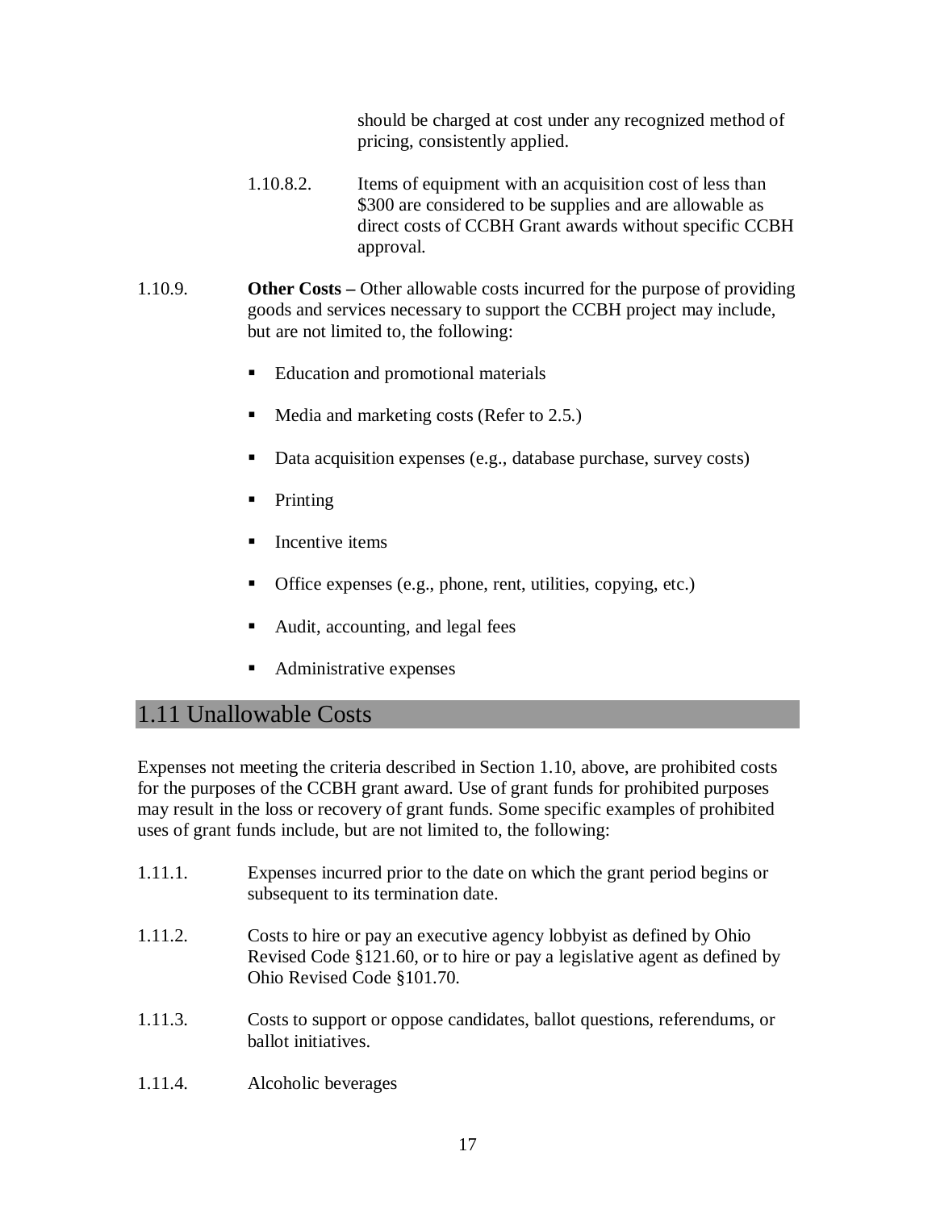should be charged at cost under any recognized method of pricing, consistently applied.

1.10.8.2. Items of equipment with an acquisition cost of less than $300 are considered to be supplies and are allowable as direct costs of CCBH Grant awards without specific CCBH approval.

1.10.9. **Other Costs –** Other allowable costs incurred for the purpose of providing goods and services necessary to support the CCBH project may include, but are not limited to, the following:

- Education and promotional materials
- Media and marketing costs (Refer to 2.5.)
- Data acquisition expenses (e.g., database purchase, survey costs)
- Printing
- Incentive items
- Office expenses (e.g., phone, rent, utilities, copying, etc.)
- Audit, accounting, and legal fees
- Administrative expenses

## 1.11 Unallowable Costs

Expenses not meeting the criteria described in Section 1.10, above, are prohibited costs for the purposes of the CCBH grant award. Use of grant funds for prohibited purposes may result in the loss or recovery of grant funds. Some specific examples of prohibited uses of grant funds include, but are not limited to, the following:

1.11.1. Expenses incurred prior to the date on which the grant period begins or subsequent to its termination date.

1.11.2. Costs to hire or pay an executive agency lobbyist as defined by Ohio Revised Code §121.60, or to hire or pay a legislative agent as defined by Ohio Revised Code §101.70.

1.11.3. Costs to support or oppose candidates, ballot questions, referendums, or ballot initiatives.

1.11.4. Alcoholic beverages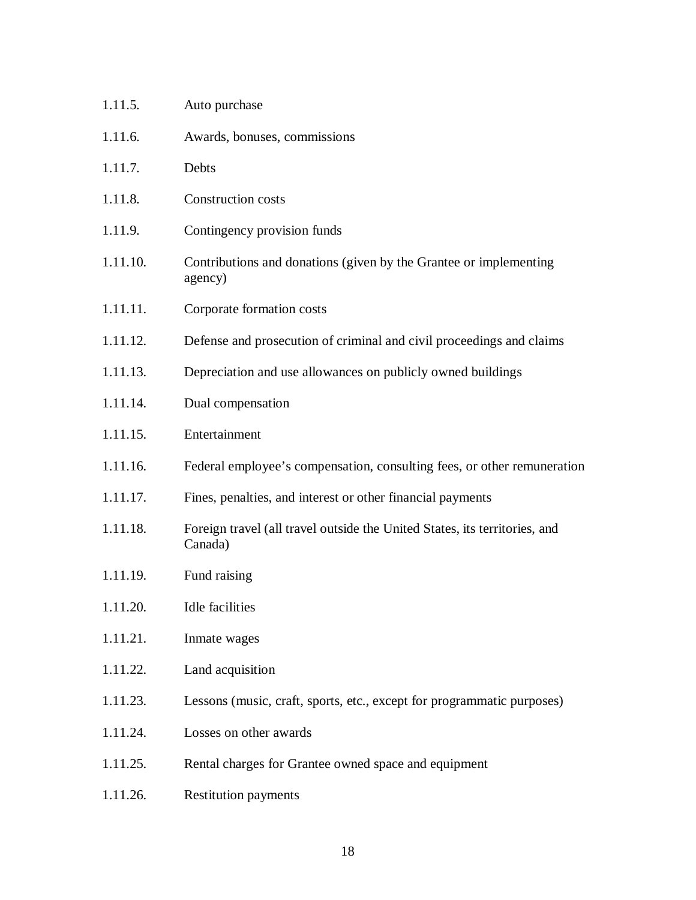1.11.5. Auto purchase

1.11.6. Awards, bonuses, commissions

1.11.7. Debts

1.11.8. Construction costs

1.11.9. Contingency provision funds

1.11.10. Contributions and donations (given by the Grantee or implementing agency)

1.11.11. Corporate formation costs

1.11.12. Defense and prosecution of criminal and civil proceedings and claims

1.11.13. Depreciation and use allowances on publicly owned buildings

1.11.14. Dual compensation

1.11.15. Entertainment

1.11.16. Federal employee's compensation, consulting fees, or other remuneration

1.11.17. Fines, penalties, and interest or other financial payments

1.11.18. Foreign travel (all travel outside the United States, its territories, and Canada)

1.11.19. Fund raising

1.11.20. Idle facilities

1.11.21. Inmate wages

1.11.22. Land acquisition

1.11.23. Lessons (music, craft, sports, etc., except for programmatic purposes)

1.11.24. Losses on other awards

1.11.25. Rental charges for Grantee owned space and equipment

1.11.26. Restitution payments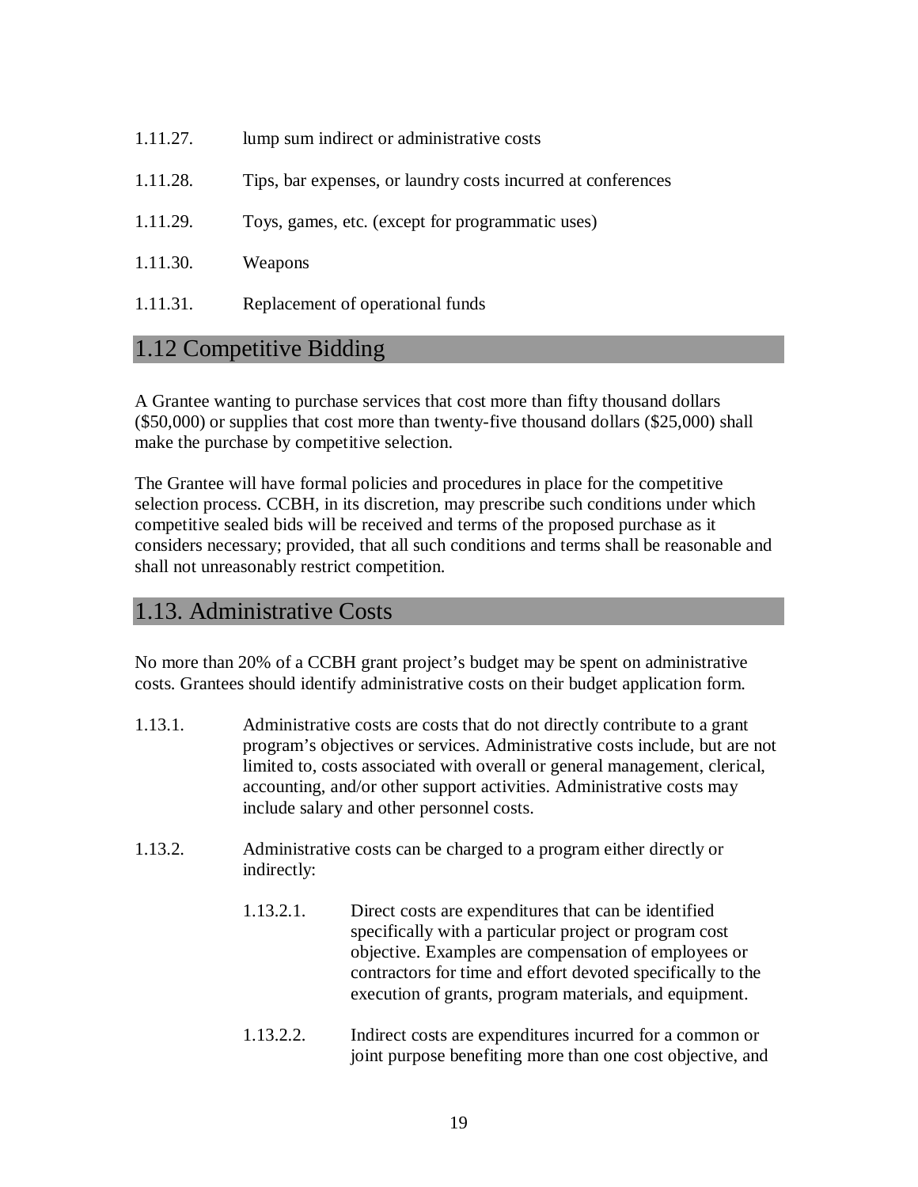1.11.27. lump sum indirect or administrative costs

1.11.28. Tips, bar expenses, or laundry costs incurred at conferences

1.11.29. Toys, games, etc. (except for programmatic uses)

1.11.30. Weapons

1.11.31. Replacement of operational funds

## 1.12 Competitive Bidding

A Grantee wanting to purchase services that cost more than fifty thousand dollars ($50,000) or supplies that cost more than twenty-five thousand dollars ($25,000) shall make the purchase by competitive selection.

The Grantee will have formal policies and procedures in place for the competitive selection process. CCBH, in its discretion, may prescribe such conditions under which competitive sealed bids will be received and terms of the proposed purchase as it considers necessary; provided, that all such conditions and terms shall be reasonable and shall not unreasonably restrict competition.

## 1.13. Administrative Costs

No more than 20% of a CCBH grant project's budget may be spent on administrative costs. Grantees should identify administrative costs on their budget application form.

1.13.1. Administrative costs are costs that do not directly contribute to a grant program's objectives or services. Administrative costs include, but are not limited to, costs associated with overall or general management, clerical, accounting, and/or other support activities. Administrative costs may include salary and other personnel costs.

1.13.2. Administrative costs can be charged to a program either directly or indirectly:

1.13.2.1. Direct costs are expenditures that can be identified specifically with a particular project or program cost objective. Examples are compensation of employees or contractors for time and effort devoted specifically to the execution of grants, program materials, and equipment.

1.13.2.2. Indirect costs are expenditures incurred for a common or joint purpose benefiting more than one cost objective, and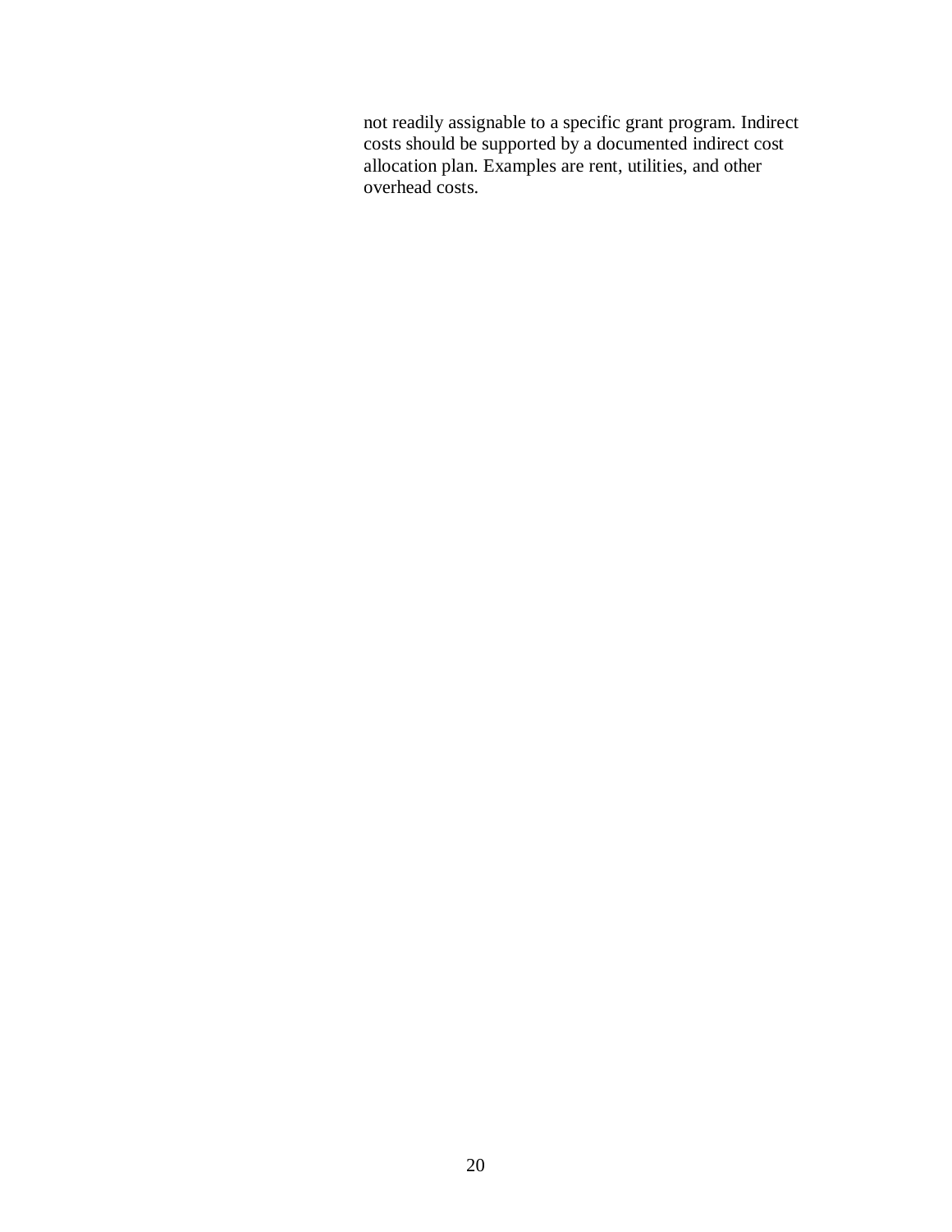not readily assignable to a specific grant program. Indirect costs should be supported by a documented indirect cost allocation plan. Examples are rent, utilities, and other overhead costs.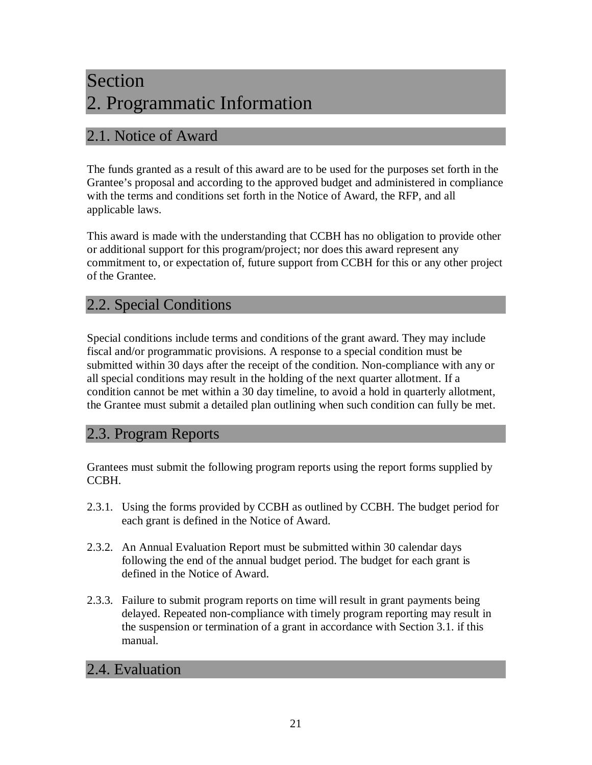# Section
# 2. Programmatic Information

## 2.1. Notice of Award

The funds granted as a result of this award are to be used for the purposes set forth in the Grantee's proposal and according to the approved budget and administered in compliance with the terms and conditions set forth in the Notice of Award, the RFP, and all applicable laws.

This award is made with the understanding that CCBH has no obligation to provide other or additional support for this program/project; nor does this award represent any commitment to, or expectation of, future support from CCBH for this or any other project of the Grantee.

## 2.2. Special Conditions

Special conditions include terms and conditions of the grant award. They may include fiscal and/or programmatic provisions. A response to a special condition must be submitted within 30 days after the receipt of the condition. Non-compliance with any or all special conditions may result in the holding of the next quarter allotment. If a condition cannot be met within a 30 day timeline, to avoid a hold in quarterly allotment, the Grantee must submit a detailed plan outlining when such condition can fully be met.

## 2.3. Program Reports

Grantees must submit the following program reports using the report forms supplied by CCBH.

2.3.1. Using the forms provided by CCBH as outlined by CCBH. The budget period for each grant is defined in the Notice of Award.

2.3.2. An Annual Evaluation Report must be submitted within 30 calendar days following the end of the annual budget period. The budget for each grant is defined in the Notice of Award.

2.3.3. Failure to submit program reports on time will result in grant payments being delayed. Repeated non-compliance with timely program reporting may result in the suspension or termination of a grant in accordance with Section 3.1. if this manual.

## 2.4. Evaluation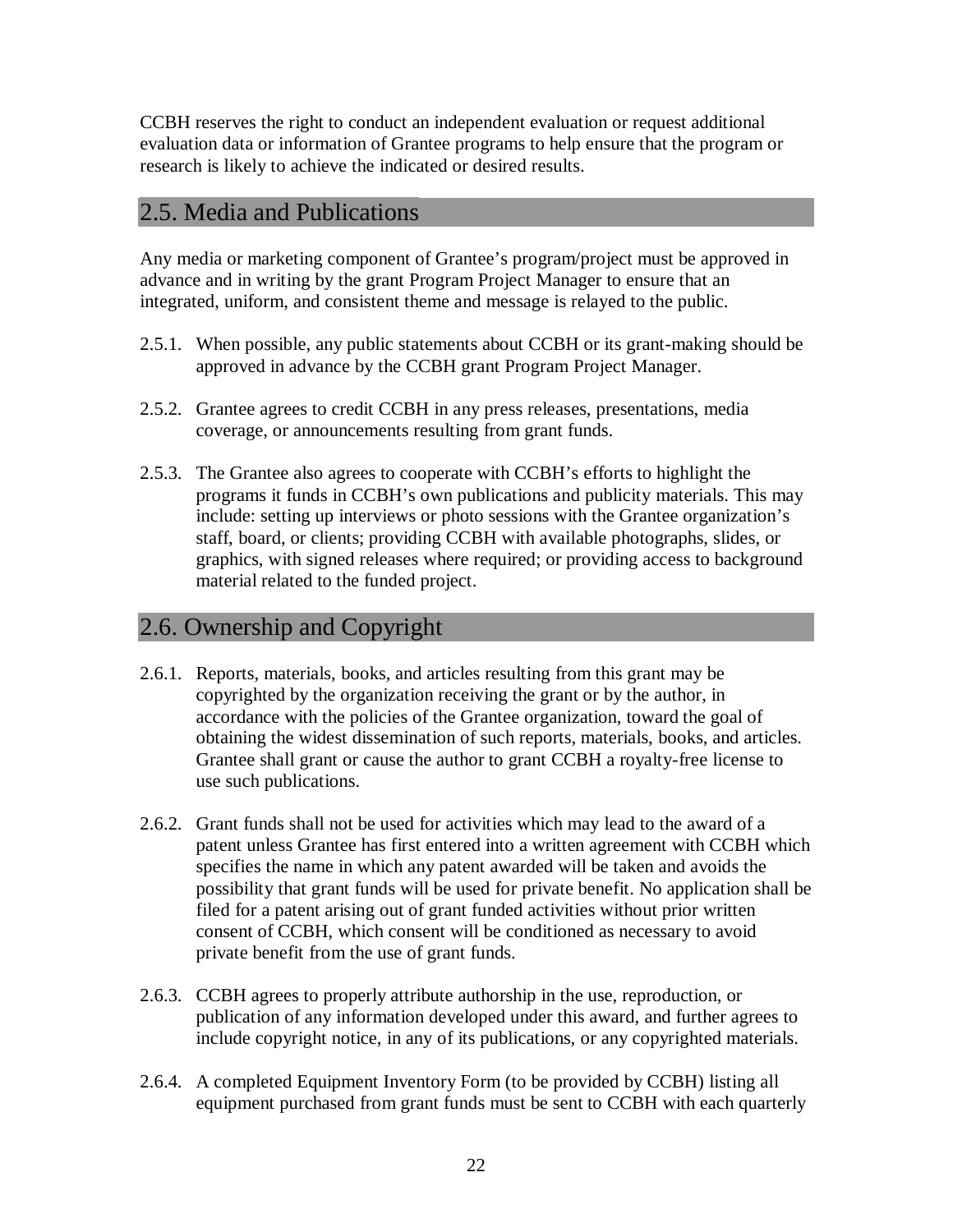CCBH reserves the right to conduct an independent evaluation or request additional evaluation data or information of Grantee programs to help ensure that the program or research is likely to achieve the indicated or desired results.

## 2.5. Media and Publications

Any media or marketing component of Grantee's program/project must be approved in advance and in writing by the grant Program Project Manager to ensure that an integrated, uniform, and consistent theme and message is relayed to the public.

2.5.1. When possible, any public statements about CCBH or its grant-making should be approved in advance by the CCBH grant Program Project Manager.

2.5.2. Grantee agrees to credit CCBH in any press releases, presentations, media coverage, or announcements resulting from grant funds.

2.5.3. The Grantee also agrees to cooperate with CCBH's efforts to highlight the programs it funds in CCBH's own publications and publicity materials. This may include: setting up interviews or photo sessions with the Grantee organization's staff, board, or clients; providing CCBH with available photographs, slides, or graphics, with signed releases where required; or providing access to background material related to the funded project.

## 2.6. Ownership and Copyright

2.6.1. Reports, materials, books, and articles resulting from this grant may be copyrighted by the organization receiving the grant or by the author, in accordance with the policies of the Grantee organization, toward the goal of obtaining the widest dissemination of such reports, materials, books, and articles. Grantee shall grant or cause the author to grant CCBH a royalty-free license to use such publications.

2.6.2. Grant funds shall not be used for activities which may lead to the award of a patent unless Grantee has first entered into a written agreement with CCBH which specifies the name in which any patent awarded will be taken and avoids the possibility that grant funds will be used for private benefit. No application shall be filed for a patent arising out of grant funded activities without prior written consent of CCBH, which consent will be conditioned as necessary to avoid private benefit from the use of grant funds.

2.6.3. CCBH agrees to properly attribute authorship in the use, reproduction, or publication of any information developed under this award, and further agrees to include copyright notice, in any of its publications, or any copyrighted materials.

2.6.4. A completed Equipment Inventory Form (to be provided by CCBH) listing all equipment purchased from grant funds must be sent to CCBH with each quarterly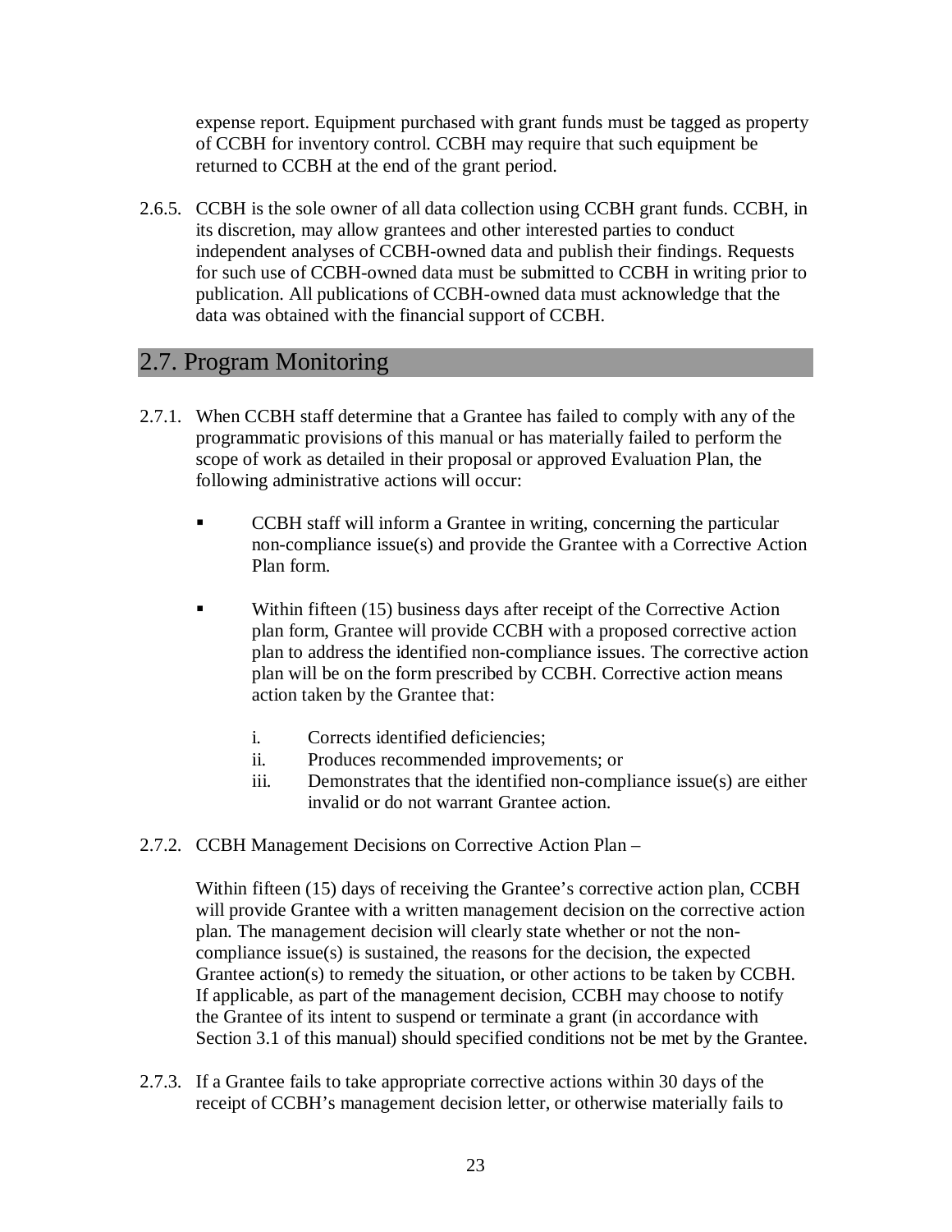expense report. Equipment purchased with grant funds must be tagged as property of CCBH for inventory control. CCBH may require that such equipment be returned to CCBH at the end of the grant period.

2.6.5. CCBH is the sole owner of all data collection using CCBH grant funds. CCBH, in its discretion, may allow grantees and other interested parties to conduct independent analyses of CCBH-owned data and publish their findings. Requests for such use of CCBH-owned data must be submitted to CCBH in writing prior to publication. All publications of CCBH-owned data must acknowledge that the data was obtained with the financial support of CCBH.

## 2.7. Program Monitoring

2.7.1. When CCBH staff determine that a Grantee has failed to comply with any of the programmatic provisions of this manual or has materially failed to perform the scope of work as detailed in their proposal or approved Evaluation Plan, the following administrative actions will occur:

- CCBH staff will inform a Grantee in writing, concerning the particular non-compliance issue(s) and provide the Grantee with a Corrective Action Plan form.

- Within fifteen (15) business days after receipt of the Corrective Action plan form, Grantee will provide CCBH with a proposed corrective action plan to address the identified non-compliance issues. The corrective action plan will be on the form prescribed by CCBH. Corrective action means action taken by the Grantee that:

  i. Corrects identified deficiencies;
  ii. Produces recommended improvements; or
  iii. Demonstrates that the identified non-compliance issue(s) are either invalid or do not warrant Grantee action.

2.7.2. CCBH Management Decisions on Corrective Action Plan –

Within fifteen (15) days of receiving the Grantee's corrective action plan, CCBH will provide Grantee with a written management decision on the corrective action plan. The management decision will clearly state whether or not the non-compliance issue(s) is sustained, the reasons for the decision, the expected Grantee action(s) to remedy the situation, or other actions to be taken by CCBH. If applicable, as part of the management decision, CCBH may choose to notify the Grantee of its intent to suspend or terminate a grant (in accordance with Section 3.1 of this manual) should specified conditions not be met by the Grantee.

2.7.3. If a Grantee fails to take appropriate corrective actions within 30 days of the receipt of CCBH's management decision letter, or otherwise materially fails to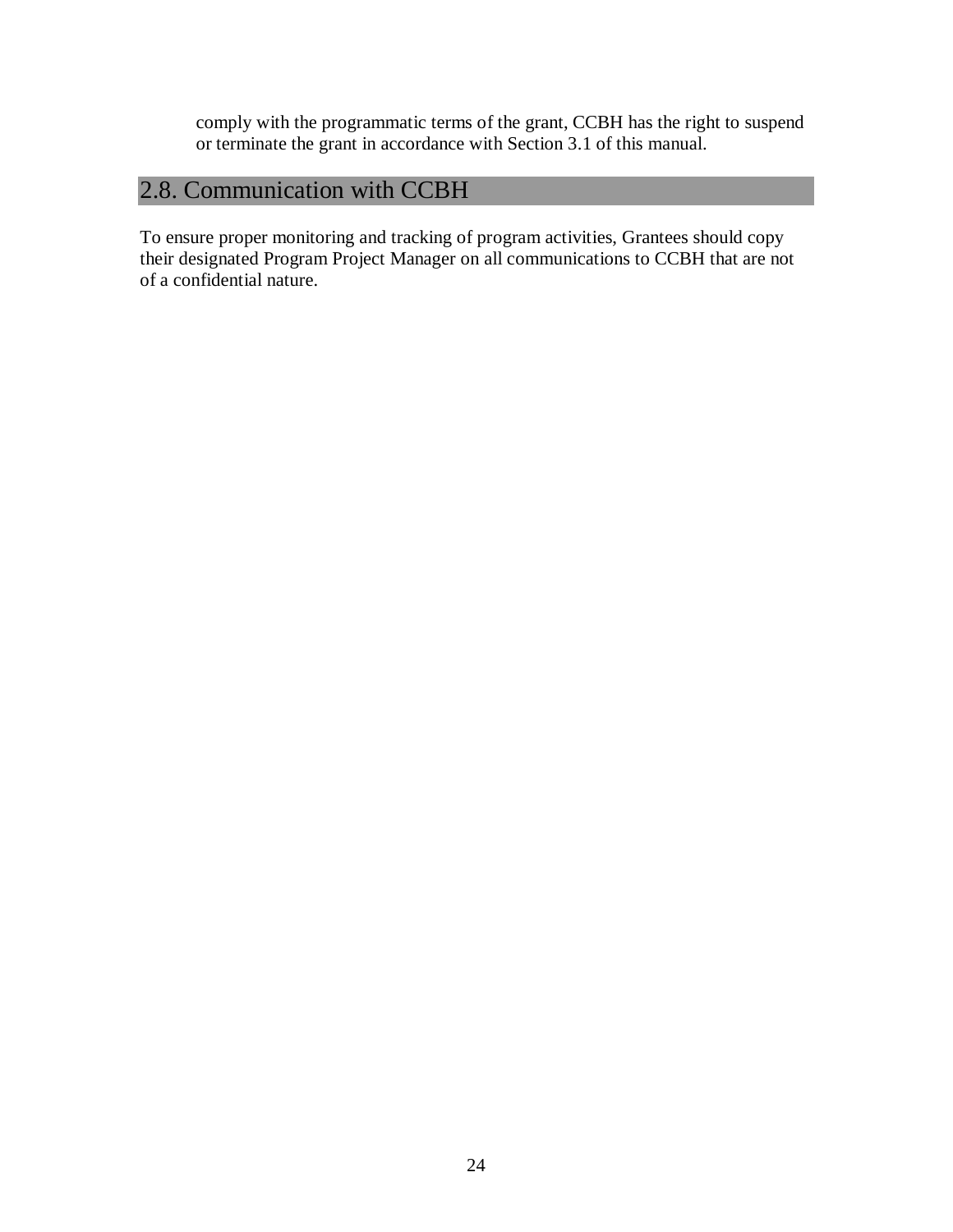comply with the programmatic terms of the grant, CCBH has the right to suspend or terminate the grant in accordance with Section 3.1 of this manual.

## 2.8. Communication with CCBH

To ensure proper monitoring and tracking of program activities, Grantees should copy their designated Program Project Manager on all communications to CCBH that are not of a confidential nature.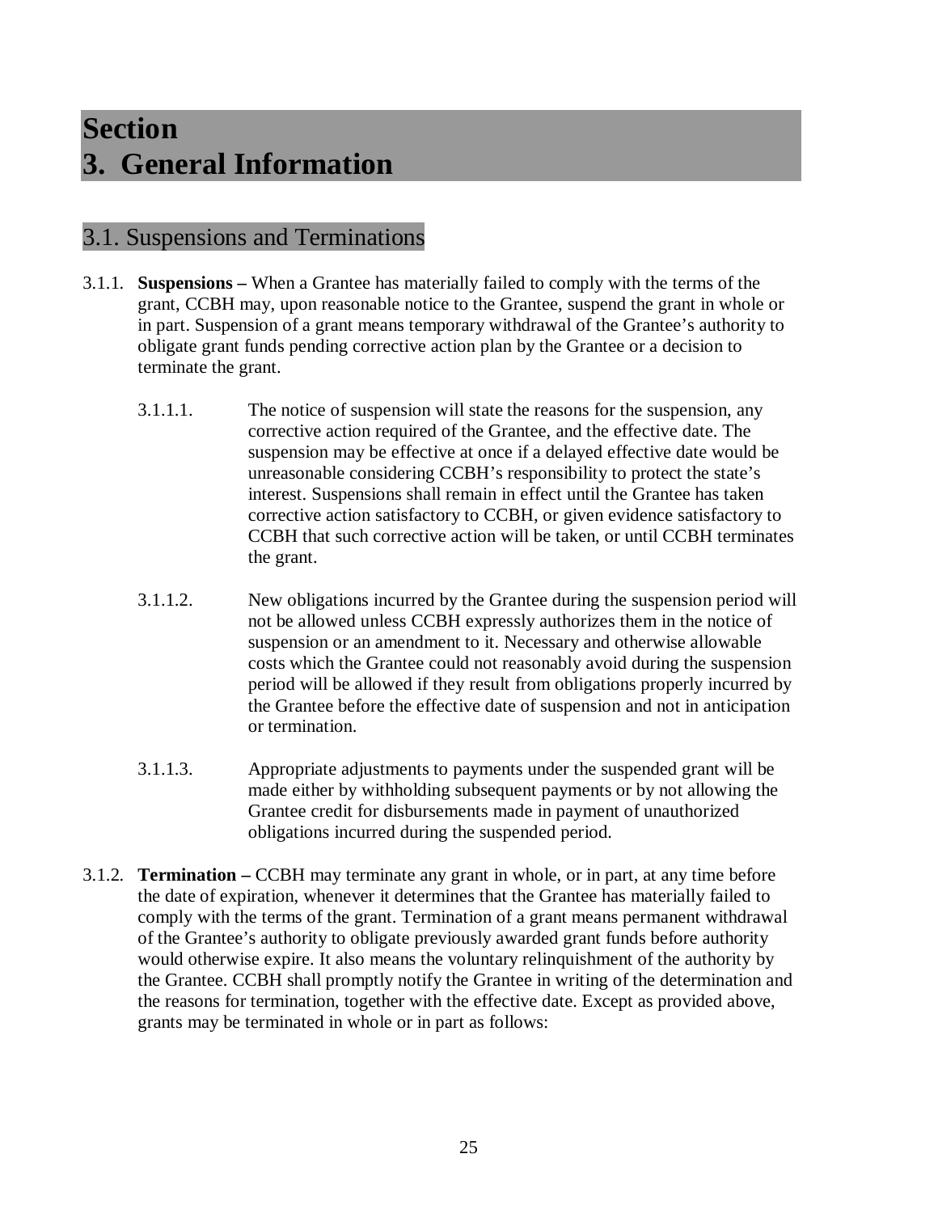# Section
# 3. General Information

## 3.1. Suspensions and Terminations

3.1.1. **Suspensions –** When a Grantee has materially failed to comply with the terms of the grant, CCBH may, upon reasonable notice to the Grantee, suspend the grant in whole or in part. Suspension of a grant means temporary withdrawal of the Grantee's authority to obligate grant funds pending corrective action plan by the Grantee or a decision to terminate the grant.

3.1.1.1. The notice of suspension will state the reasons for the suspension, any corrective action required of the Grantee, and the effective date. The suspension may be effective at once if a delayed effective date would be unreasonable considering CCBH's responsibility to protect the state's interest. Suspensions shall remain in effect until the Grantee has taken corrective action satisfactory to CCBH, or given evidence satisfactory to CCBH that such corrective action will be taken, or until CCBH terminates the grant.

3.1.1.2. New obligations incurred by the Grantee during the suspension period will not be allowed unless CCBH expressly authorizes them in the notice of suspension or an amendment to it. Necessary and otherwise allowable costs which the Grantee could not reasonably avoid during the suspension period will be allowed if they result from obligations properly incurred by the Grantee before the effective date of suspension and not in anticipation or termination.

3.1.1.3. Appropriate adjustments to payments under the suspended grant will be made either by withholding subsequent payments or by not allowing the Grantee credit for disbursements made in payment of unauthorized obligations incurred during the suspended period.

3.1.2. **Termination –** CCBH may terminate any grant in whole, or in part, at any time before the date of expiration, whenever it determines that the Grantee has materially failed to comply with the terms of the grant. Termination of a grant means permanent withdrawal of the Grantee's authority to obligate previously awarded grant funds before authority would otherwise expire. It also means the voluntary relinquishment of the authority by the Grantee. CCBH shall promptly notify the Grantee in writing of the determination and the reasons for termination, together with the effective date. Except as provided above, grants may be terminated in whole or in part as follows: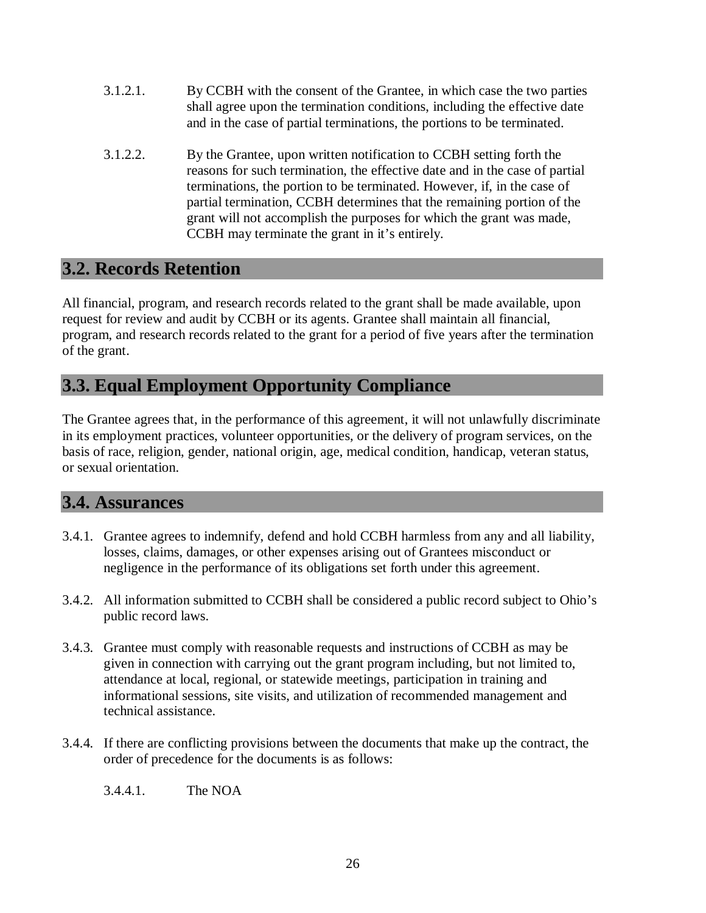3.1.2.1. By CCBH with the consent of the Grantee, in which case the two parties shall agree upon the termination conditions, including the effective date and in the case of partial terminations, the portions to be terminated.

3.1.2.2. By the Grantee, upon written notification to CCBH setting forth the reasons for such termination, the effective date and in the case of partial terminations, the portion to be terminated. However, if, in the case of partial termination, CCBH determines that the remaining portion of the grant will not accomplish the purposes for which the grant was made, CCBH may terminate the grant in it's entirely.

## 3.2. Records Retention

All financial, program, and research records related to the grant shall be made available, upon request for review and audit by CCBH or its agents. Grantee shall maintain all financial, program, and research records related to the grant for a period of five years after the termination of the grant.

## 3.3. Equal Employment Opportunity Compliance

The Grantee agrees that, in the performance of this agreement, it will not unlawfully discriminate in its employment practices, volunteer opportunities, or the delivery of program services, on the basis of race, religion, gender, national origin, age, medical condition, handicap, veteran status, or sexual orientation.

## 3.4. Assurances

3.4.1. Grantee agrees to indemnify, defend and hold CCBH harmless from any and all liability, losses, claims, damages, or other expenses arising out of Grantees misconduct or negligence in the performance of its obligations set forth under this agreement.

3.4.2. All information submitted to CCBH shall be considered a public record subject to Ohio's public record laws.

3.4.3. Grantee must comply with reasonable requests and instructions of CCBH as may be given in connection with carrying out the grant program including, but not limited to, attendance at local, regional, or statewide meetings, participation in training and informational sessions, site visits, and utilization of recommended management and technical assistance.

3.4.4. If there are conflicting provisions between the documents that make up the contract, the order of precedence for the documents is as follows:

3.4.4.1. The NOA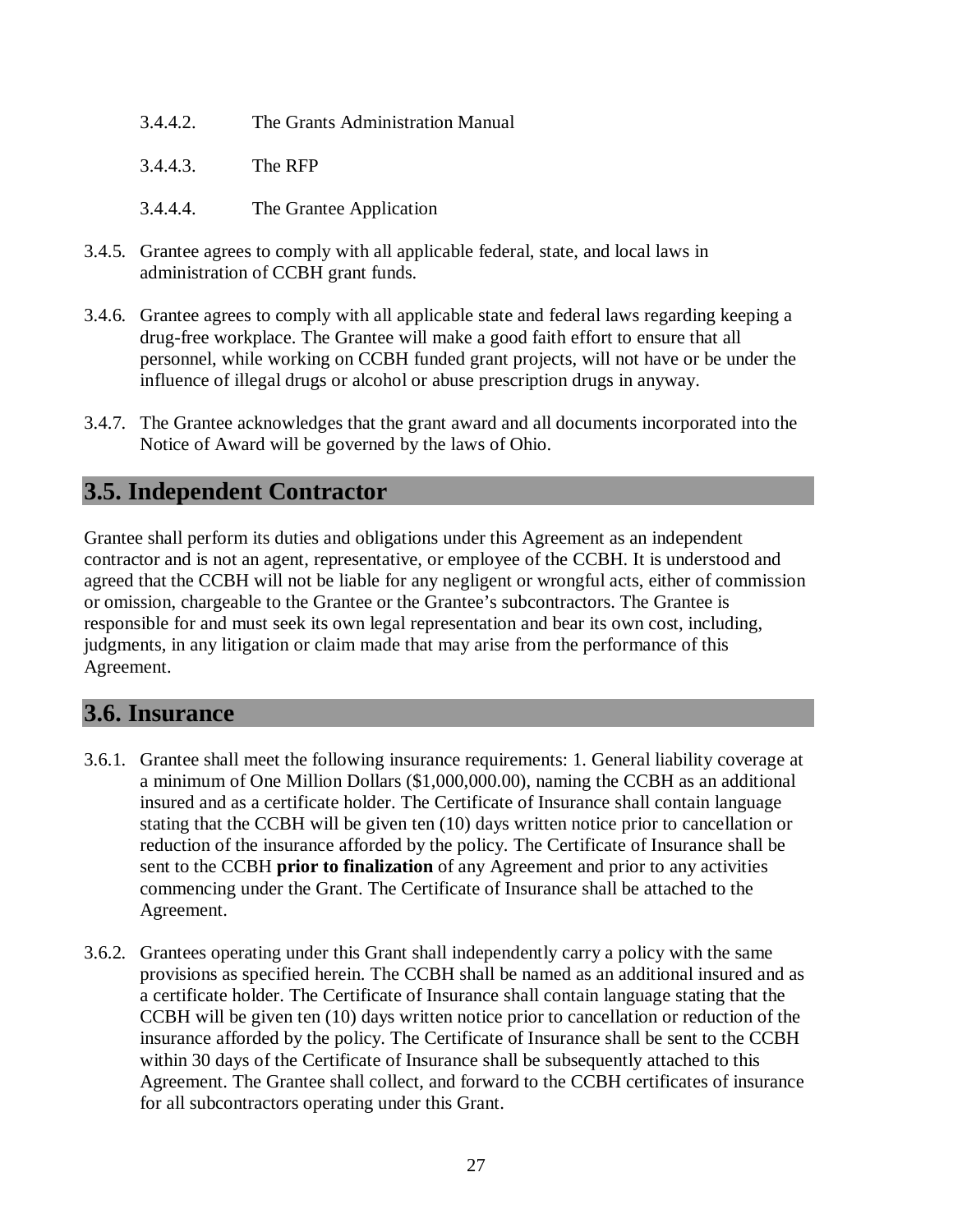3.4.4.2. The Grants Administration Manual

3.4.4.3. The RFP

3.4.4.4. The Grantee Application

3.4.5. Grantee agrees to comply with all applicable federal, state, and local laws in administration of CCBH grant funds.

3.4.6. Grantee agrees to comply with all applicable state and federal laws regarding keeping a drug-free workplace. The Grantee will make a good faith effort to ensure that all personnel, while working on CCBH funded grant projects, will not have or be under the influence of illegal drugs or alcohol or abuse prescription drugs in anyway.

3.4.7. The Grantee acknowledges that the grant award and all documents incorporated into the Notice of Award will be governed by the laws of Ohio.

## 3.5. Independent Contractor

Grantee shall perform its duties and obligations under this Agreement as an independent contractor and is not an agent, representative, or employee of the CCBH. It is understood and agreed that the CCBH will not be liable for any negligent or wrongful acts, either of commission or omission, chargeable to the Grantee or the Grantee's subcontractors. The Grantee is responsible for and must seek its own legal representation and bear its own cost, including, judgments, in any litigation or claim made that may arise from the performance of this Agreement.

## 3.6. Insurance

3.6.1. Grantee shall meet the following insurance requirements: 1. General liability coverage at a minimum of One Million Dollars ($1,000,000.00), naming the CCBH as an additional insured and as a certificate holder. The Certificate of Insurance shall contain language stating that the CCBH will be given ten (10) days written notice prior to cancellation or reduction of the insurance afforded by the policy. The Certificate of Insurance shall be sent to the CCBH **prior to finalization** of any Agreement and prior to any activities commencing under the Grant. The Certificate of Insurance shall be attached to the Agreement.

3.6.2. Grantees operating under this Grant shall independently carry a policy with the same provisions as specified herein. The CCBH shall be named as an additional insured and as a certificate holder. The Certificate of Insurance shall contain language stating that the CCBH will be given ten (10) days written notice prior to cancellation or reduction of the insurance afforded by the policy. The Certificate of Insurance shall be sent to the CCBH within 30 days of the Certificate of Insurance shall be subsequently attached to this Agreement. The Grantee shall collect, and forward to the CCBH certificates of insurance for all subcontractors operating under this Grant.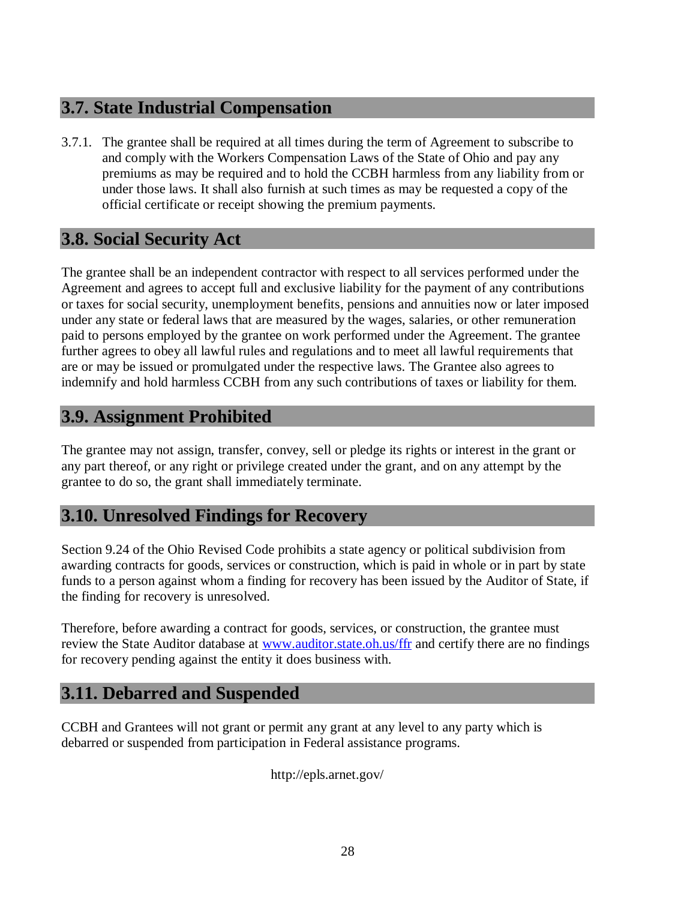## 3.7. State Industrial Compensation

3.7.1. The grantee shall be required at all times during the term of Agreement to subscribe to and comply with the Workers Compensation Laws of the State of Ohio and pay any premiums as may be required and to hold the CCBH harmless from any liability from or under those laws. It shall also furnish at such times as may be requested a copy of the official certificate or receipt showing the premium payments.

## 3.8. Social Security Act

The grantee shall be an independent contractor with respect to all services performed under the Agreement and agrees to accept full and exclusive liability for the payment of any contributions or taxes for social security, unemployment benefits, pensions and annuities now or later imposed under any state or federal laws that are measured by the wages, salaries, or other remuneration paid to persons employed by the grantee on work performed under the Agreement. The grantee further agrees to obey all lawful rules and regulations and to meet all lawful requirements that are or may be issued or promulgated under the respective laws. The Grantee also agrees to indemnify and hold harmless CCBH from any such contributions of taxes or liability for them.

## 3.9. Assignment Prohibited

The grantee may not assign, transfer, convey, sell or pledge its rights or interest in the grant or any part thereof, or any right or privilege created under the grant, and on any attempt by the grantee to do so, the grant shall immediately terminate.

## 3.10. Unresolved Findings for Recovery

Section 9.24 of the Ohio Revised Code prohibits a state agency or political subdivision from awarding contracts for goods, services or construction, which is paid in whole or in part by state funds to a person against whom a finding for recovery has been issued by the Auditor of State, if the finding for recovery is unresolved.

Therefore, before awarding a contract for goods, services, or construction, the grantee must review the State Auditor database at www.auditor.state.oh.us/ffr and certify there are no findings for recovery pending against the entity it does business with.

## 3.11. Debarred and Suspended

CCBH and Grantees will not grant or permit any grant at any level to any party which is debarred or suspended from participation in Federal assistance programs.

http://epls.arnet.gov/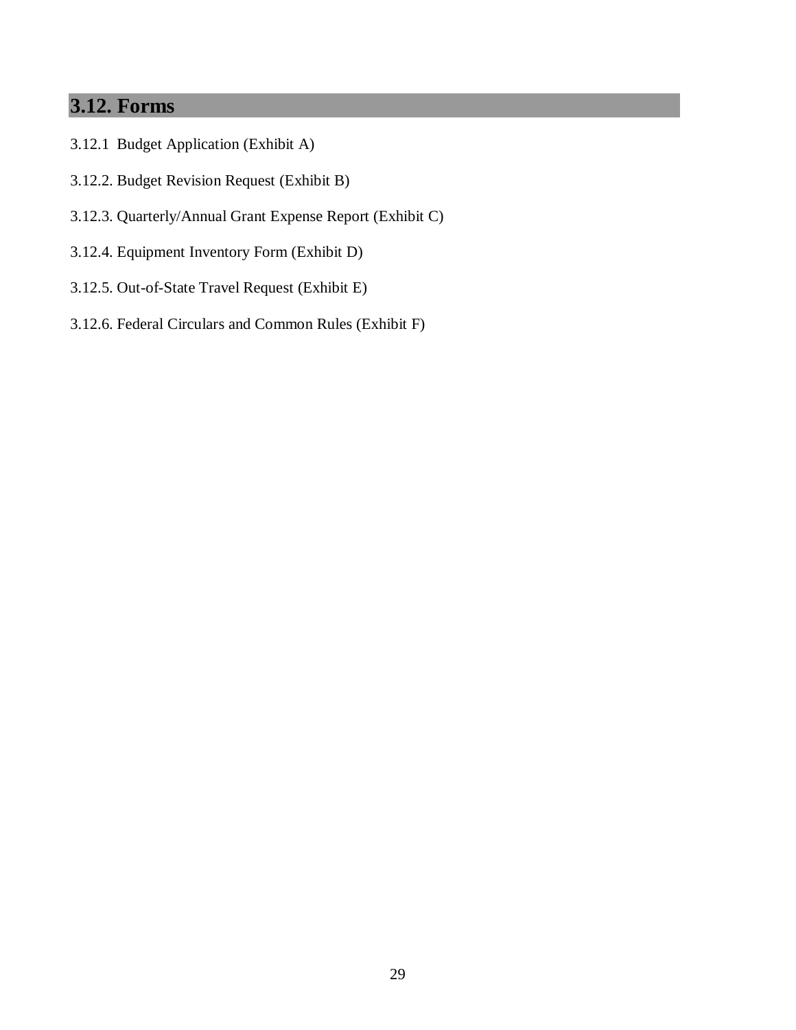## 3.12. Forms

3.12.1 Budget Application (Exhibit A)

3.12.2. Budget Revision Request (Exhibit B)

3.12.3. Quarterly/Annual Grant Expense Report (Exhibit C)

3.12.4. Equipment Inventory Form (Exhibit D)

3.12.5. Out-of-State Travel Request (Exhibit E)

3.12.6. Federal Circulars and Common Rules (Exhibit F)